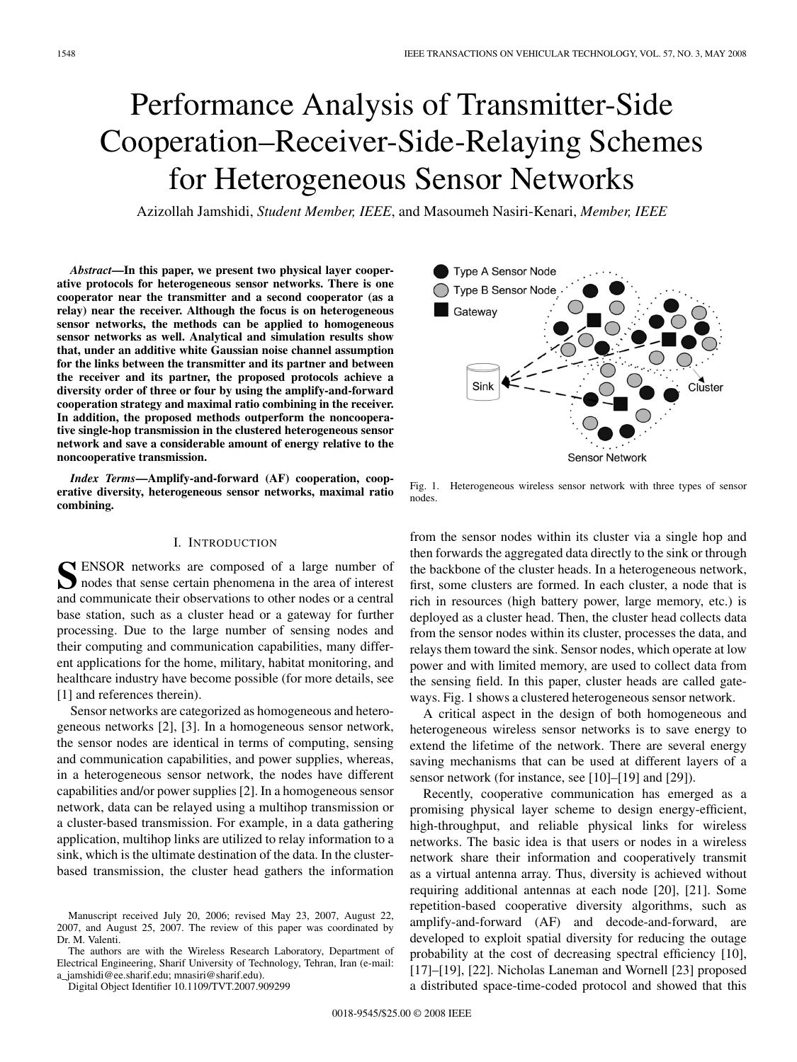# Performance Analysis of Transmitter-Side Cooperation–Receiver-Side-Relaying Schemes for Heterogeneous Sensor Networks

Azizollah Jamshidi, *Student Member, IEEE*, and Masoumeh Nasiri-Kenari, *Member, IEEE*

***Abstract*—In this paper, we present two physical layer cooperative protocols for heterogeneous sensor networks. There is one cooperator near the transmitter and a second cooperator (as a relay) near the receiver. Although the focus is on heterogeneous sensor networks, the methods can be applied to homogeneous sensor networks as well. Analytical and simulation results show that, under an additive white Gaussian noise channel assumption for the links between the transmitter and its partner and between the receiver and its partner, the proposed protocols achieve a diversity order of three or four by using the amplify-and-forward cooperation strategy and maximal ratio combining in the receiver. In addition, the proposed methods outperform the noncooperative single-hop transmission in the clustered heterogeneous sensor network and save a considerable amount of energy relative to the noncooperative transmission.**

***Index Terms*—Amplify-and-forward (AF) cooperation, cooperative diversity, heterogeneous sensor networks, maximal ratio combining.**

## I. Introduction

Sensor networks are composed of a large number of nodes that sense certain phenomena in the area of interest and communicate their observations to other nodes or a central base station, such as a cluster head or a gateway for further processing. Due to the large number of sensing nodes and their computing and communication capabilities, many different applications for the home, military, habitat monitoring, and healthcare industry have become possible (for more details, see [1] and references therein).

Sensor networks are categorized as homogeneous and heterogeneous networks [2], [3]. In a homogeneous sensor network, the sensor nodes are identical in terms of computing, sensing and communication capabilities, and power supplies, whereas, in a heterogeneous sensor network, the nodes have different capabilities and/or power supplies [2]. In a homogeneous sensor network, data can be relayed using a multihop transmission or a cluster-based transmission. For example, in a data gathering application, multihop links are utilized to relay information to a sink, which is the ultimate destination of the data. In the cluster-based transmission, the cluster head gathers the information from the sensor nodes within its cluster via a single hop and then forwards the aggregated data directly to the sink or through the backbone of the cluster heads. In a heterogeneous network, first, some clusters are formed. In each cluster, a node that is rich in resources (high battery power, large memory, etc.) is deployed as a cluster head. Then, the cluster head collects data from the sensor nodes within its cluster, processes the data, and relays them toward the sink. Sensor nodes, which operate at low power and with limited memory, are used to collect data from the sensing field. In this paper, cluster heads are called gateways. Fig. 1 shows a clustered heterogeneous sensor network.

Fig. 1. Heterogeneous wireless sensor network with three types of sensor nodes.

A critical aspect in the design of both homogeneous and heterogeneous wireless sensor networks is to save energy to extend the lifetime of the network. There are several energy saving mechanisms that can be used at different layers of a sensor network (for instance, see [10]–[19] and [29]).

Recently, cooperative communication has emerged as a promising physical layer scheme to design energy-efficient, high-throughput, and reliable physical links for wireless networks. The basic idea is that users or nodes in a wireless network share their information and cooperatively transmit as a virtual antenna array. Thus, diversity is achieved without requiring additional antennas at each node [20], [21]. Some repetition-based cooperative diversity algorithms, such as amplify-and-forward (AF) and decode-and-forward, are developed to exploit spatial diversity for reducing the outage probability at the cost of decreasing spectral efficiency [10], [17]–[19], [22]. Nicholas Laneman and Wornell [23] proposed a distributed space-time-coded protocol and showed that this

---

Manuscript received July 20, 2006; revised May 23, 2007, August 22, 2007, and August 25, 2007. The review of this paper was coordinated by Dr. M. Valenti.

The authors are with the Wireless Research Laboratory, Department of Electrical Engineering, Sharif University of Technology, Tehran, Iran (e-mail: a_jamshidi@ee.sharif.edu; mnasiri@sharif.edu).

Digital Object Identifier 10.1109/TVT.2007.909299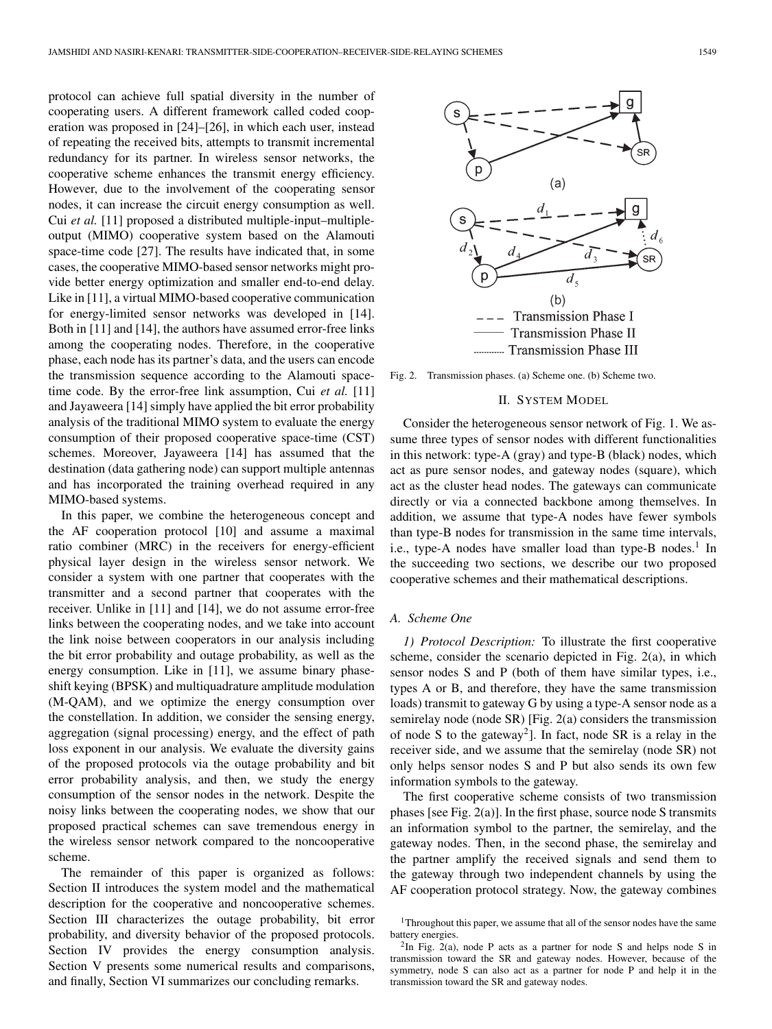protocol can achieve full spatial diversity in the number of cooperating users. A different framework called coded cooperation was proposed in [24]–[26], in which each user, instead of repeating the received bits, attempts to transmit incremental redundancy for its partner. In wireless sensor networks, the cooperative scheme enhances the transmit energy efficiency. However, due to the involvement of the cooperating sensor nodes, it can increase the circuit energy consumption as well. Cui *et al.* [11] proposed a distributed multiple-input–multiple-output (MIMO) cooperative system based on the Alamouti space-time code [27]. The results have indicated that, in some cases, the cooperative MIMO-based sensor networks might provide better energy optimization and smaller end-to-end delay. Like in [11], a virtual MIMO-based cooperative communication for energy-limited sensor networks was developed in [14]. Both in [11] and [14], the authors have assumed error-free links among the cooperating nodes. Therefore, in the cooperative phase, each node has its partner's data, and the users can encode the transmission sequence according to the Alamouti space-time code. By the error-free link assumption, Cui *et al.* [11] and Jayaweera [14] simply have applied the bit error probability analysis of the traditional MIMO system to evaluate the energy consumption of their proposed cooperative space-time (CST) schemes. Moreover, Jayaweera [14] has assumed that the destination (data gathering node) can support multiple antennas and has incorporated the training overhead required in any MIMO-based systems.

In this paper, we combine the heterogeneous concept and the AF cooperation protocol [10] and assume a maximal ratio combiner (MRC) in the receivers for energy-efficient physical layer design in the wireless sensor network. We consider a system with one partner that cooperates with the transmitter and a second partner that cooperates with the receiver. Unlike in [11] and [14], we do not assume error-free links between the cooperating nodes, and we take into account the link noise between cooperators in our analysis including the bit error probability and outage probability, as well as the energy consumption. Like in [11], we assume binary phase-shift keying (BPSK) and multiquadrature amplitude modulation (M-QAM), and we optimize the energy consumption over the constellation. In addition, we consider the sensing energy, aggregation (signal processing) energy, and the effect of path loss exponent in our analysis. We evaluate the diversity gains of the proposed protocols via the outage probability and bit error probability analysis, and then, we study the energy consumption of the sensor nodes in the network. Despite the noisy links between the cooperating nodes, we show that our proposed practical schemes can save tremendous energy in the wireless sensor network compared to the noncooperative scheme.

The remainder of this paper is organized as follows: Section II introduces the system model and the mathematical description for the cooperative and noncooperative schemes. Section III characterizes the outage probability, bit error probability, and diversity behavior of the proposed protocols. Section IV provides the energy consumption analysis. Section V presents some numerical results and comparisons, and finally, Section VI summarizes our concluding remarks.

Fig. 2. Transmission phases. (a) Scheme one. (b) Scheme two.

## II. System Model

Consider the heterogeneous sensor network of Fig. 1. We assume three types of sensor nodes with different functionalities in this network: type-A (gray) and type-B (black) nodes, which act as pure sensor nodes, and gateway nodes (square), which act as the cluster head nodes. The gateways can communicate directly or via a connected backbone among themselves. In addition, we assume that type-A nodes have fewer symbols than type-B nodes for transmission in the same time intervals, i.e., type-A nodes have smaller load than type-B nodes.[1] In the succeeding two sections, we describe our two proposed cooperative schemes and their mathematical descriptions.

### A. Scheme One

*1) Protocol Description:* To illustrate the first cooperative scheme, consider the scenario depicted in Fig. 2(a), in which sensor nodes S and P (both of them have similar types, i.e., types A or B, and therefore, they have the same transmission loads) transmit to gateway G by using a type-A sensor node as a semirelay node (node SR) [Fig. 2(a) considers the transmission of node S to the gateway[2]]. In fact, node SR is a relay in the receiver side, and we assume that the semirelay (node SR) not only helps sensor nodes S and P but also sends its own few information symbols to the gateway.

The first cooperative scheme consists of two transmission phases [see Fig. 2(a)]. In the first phase, source node S transmits an information symbol to the partner, the semirelay, and the gateway nodes. Then, in the second phase, the semirelay and the partner amplify the received signals and send them to the gateway through two independent channels by using the AF cooperation protocol strategy. Now, the gateway combines

[1]Throughout this paper, we assume that all of the sensor nodes have the same battery energies.

[2]In Fig. 2(a), node P acts as a partner for node S and helps node S in transmission toward the SR and gateway nodes. However, because of the symmetry, node S can also act as a partner for node P and help it in the transmission toward the SR and gateway nodes.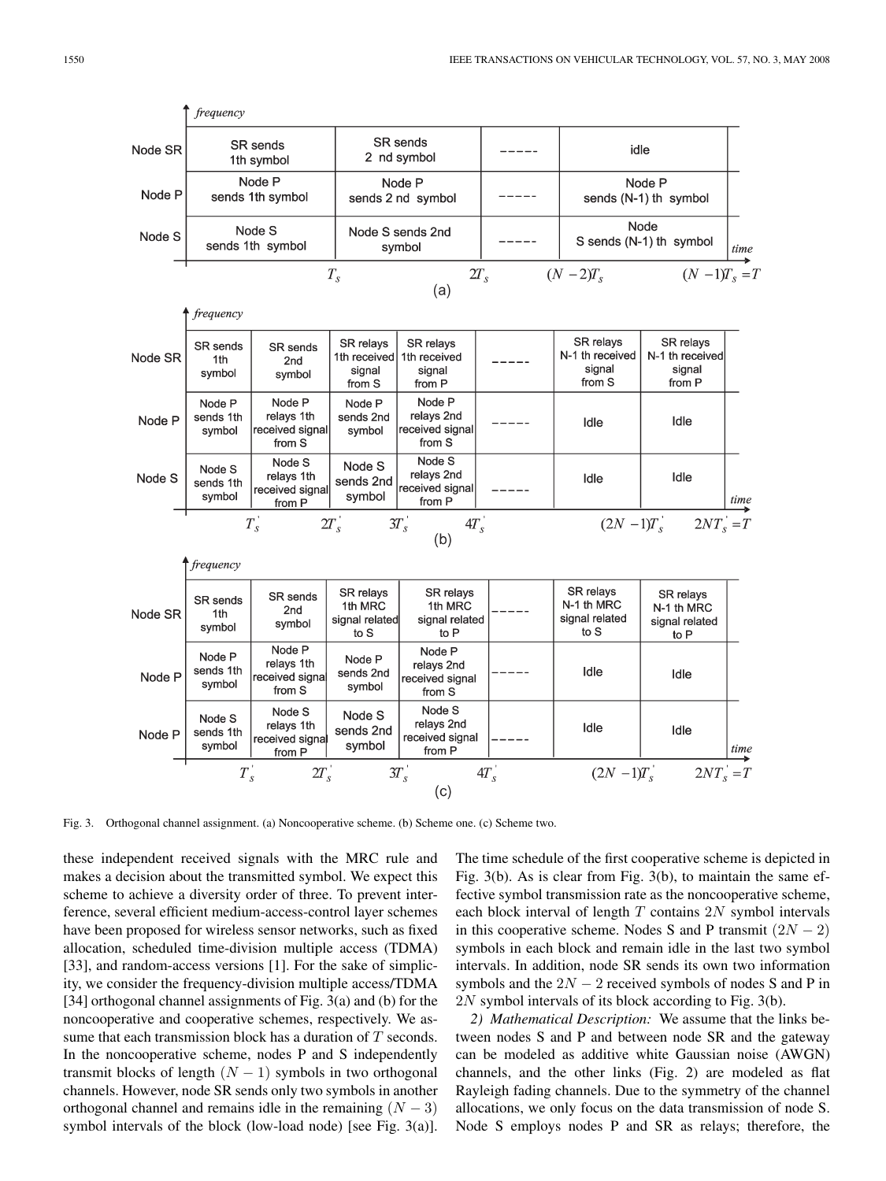Fig. 3. Orthogonal channel assignment. (a) Noncooperative scheme. (b) Scheme one. (c) Scheme two.

these independent received signals with the MRC rule and makes a decision about the transmitted symbol. We expect this scheme to achieve a diversity order of three. To prevent interference, several efficient medium-access-control layer schemes have been proposed for wireless sensor networks, such as fixed allocation, scheduled time-division multiple access (TDMA) [33], and random-access versions [1]. For the sake of simplicity, we consider the frequency-division multiple access/TDMA [34] orthogonal channel assignments of Fig. 3(a) and (b) for the noncooperative and cooperative schemes, respectively. We assume that each transmission block has a duration of $T$ seconds. In the noncooperative scheme, nodes P and S independently transmit blocks of length $(N-1)$ symbols in two orthogonal channels. However, node SR sends only two symbols in another orthogonal channel and remains idle in the remaining $(N-3)$ symbol intervals of the block (low-load node) [see Fig. 3(a)]. The time schedule of the first cooperative scheme is depicted in Fig. 3(b). As is clear from Fig. 3(b), to maintain the same effective symbol transmission rate as the noncooperative scheme, each block interval of length $T$ contains $2N$ symbol intervals in this cooperative scheme. Nodes S and P transmit $(2N-2)$ symbols in each block and remain idle in the last two symbol intervals. In addition, node SR sends its own two information symbols and the $2N-2$ received symbols of nodes S and P in $2N$ symbol intervals of its block according to Fig. 3(b).

*2) Mathematical Description:* We assume that the links between nodes S and P and between node SR and the gateway can be modeled as additive white Gaussian noise (AWGN) channels, and the other links (Fig. 2) are modeled as flat Rayleigh fading channels. Due to the symmetry of the channel allocations, we only focus on the data transmission of node S. Node S employs nodes P and SR as relays; therefore, the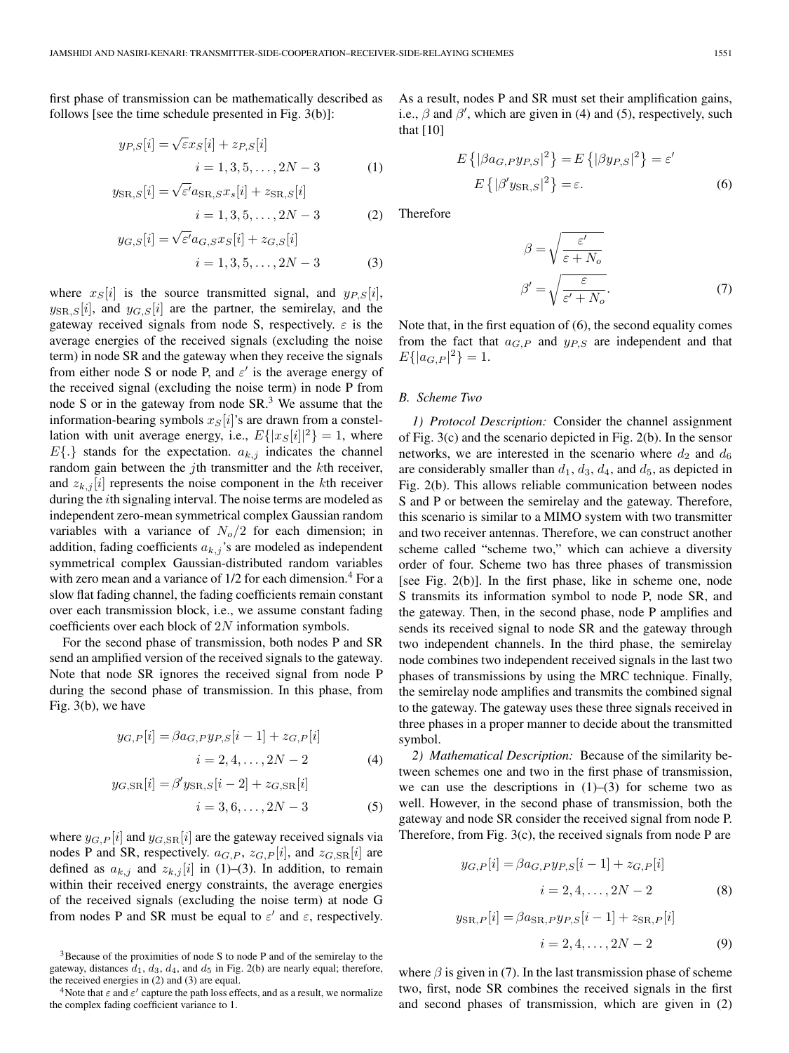first phase of transmission can be mathematically described as follows [see the time schedule presented in Fig. 3(b)]:

$$y_{P,S}[i] = \sqrt{\varepsilon} x_S[i] + z_{P,S}[i] \quad i = 1, 3, 5, \ldots, 2N-3 \tag{1}$$

$$y_{\mathrm{SR},S}[i] = \sqrt{\varepsilon'} a_{\mathrm{SR},S} x_s[i] + z_{\mathrm{SR},S}[i] \quad i = 1, 3, 5, \ldots, 2N-3 \tag{2}$$

$$y_{G,S}[i] = \sqrt{\varepsilon'} a_{G,S} x_S[i] + z_{G,S}[i] \quad i = 1, 3, 5, \ldots, 2N-3 \tag{3}$$

where $x_S[i]$ is the source transmitted signal, and $y_{P,S}[i]$, $y_{\mathrm{SR},S}[i]$, and $y_{G,S}[i]$ are the partner, the semirelay, and the gateway received signals from node S, respectively. $\varepsilon$ is the average energies of the received signals (excluding the noise term) in node SR and the gateway when they receive the signals from either node S or node P, and $\varepsilon'$ is the average energy of the received signal (excluding the noise term) in node P from node S or in the gateway from node SR.[3] We assume that the information-bearing symbols $x_S[i]$'s are drawn from a constellation with unit average energy, i.e., $E\{|x_S[i]|^2\} = 1$, where $E\{.\}$ stands for the expectation. $a_{k,j}$ indicates the channel random gain between the $j$th transmitter and the $k$th receiver, and $z_{k,j}[i]$ represents the noise component in the $k$th receiver during the $i$th signaling interval. The noise terms are modeled as independent zero-mean symmetrical complex Gaussian random variables with a variance of $N_o/2$ for each dimension; in addition, fading coefficients $a_{k,j}$'s are modeled as independent symmetrical complex Gaussian-distributed random variables with zero mean and a variance of 1/2 for each dimension.[4] For a slow flat fading channel, the fading coefficients remain constant over each transmission block, i.e., we assume constant fading coefficients over each block of $2N$ information symbols.

For the second phase of transmission, both nodes P and SR send an amplified version of the received signals to the gateway. Note that node SR ignores the received signal from node P during the second phase of transmission. In this phase, from Fig. 3(b), we have

$$y_{G,P}[i] = \beta a_{G,P} y_{P,S}[i-1] + z_{G,P}[i] \quad i = 2, 4, \ldots, 2N-2 \tag{4}$$

$$y_{G,\mathrm{SR}}[i] = \beta' y_{\mathrm{SR},S}[i-2] + z_{G,\mathrm{SR}}[i] \quad i = 3, 6, \ldots, 2N-3 \tag{5}$$

where $y_{G,P}[i]$ and $y_{G,\mathrm{SR}}[i]$ are the gateway received signals via nodes P and SR, respectively. $a_{G,P}$, $z_{G,P}[i]$, and $z_{G,\mathrm{SR}}[i]$ are defined as $a_{k,j}$ and $z_{k,j}[i]$ in (1)–(3). In addition, to remain within their received energy constraints, the average energies of the received signals (excluding the noise term) at node G from nodes P and SR must be equal to $\varepsilon'$ and $\varepsilon$, respectively. As a result, nodes P and SR must set their amplification gains, i.e., $\beta$ and $\beta'$, which are given in (4) and (5), respectively, such that [10]

$$E\left\{|\beta a_{G,P} y_{P,S}|^2\right\} = E\left\{|\beta y_{P,S}|^2\right\} = \varepsilon'$$
$$E\left\{|\beta' y_{\mathrm{SR},S}|^2\right\} = \varepsilon. \tag{6}$$

Therefore

$$\beta = \sqrt{\frac{\varepsilon'}{\varepsilon + N_o}}$$
$$\beta' = \sqrt{\frac{\varepsilon}{\varepsilon' + N_o}}. \tag{7}$$

Note that, in the first equation of (6), the second equality comes from the fact that $a_{G,P}$ and $y_{P,S}$ are independent and that $E\{|a_{G,P}|^2\} = 1$.

### B. Scheme Two

*1) Protocol Description:* Consider the channel assignment of Fig. 3(c) and the scenario depicted in Fig. 2(b). In the sensor networks, we are interested in the scenario where $d_2$ and $d_6$ are considerably smaller than $d_1$, $d_3$, $d_4$, and $d_5$, as depicted in Fig. 2(b). This allows reliable communication between nodes S and P or between the semirelay and the gateway. Therefore, this scenario is similar to a MIMO system with two transmitter and two receiver antennas. Therefore, we can construct another scheme called "scheme two," which can achieve a diversity order of four. Scheme two has three phases of transmission [see Fig. 2(b)]. In the first phase, like in scheme one, node S transmits its information symbol to node P, node SR, and the gateway. Then, in the second phase, node P amplifies and sends its received signal to node SR and the gateway through two independent channels. In the third phase, the semirelay node combines two independent received signals in the last two phases of transmissions by using the MRC technique. Finally, the semirelay node amplifies and transmits the combined signal to the gateway. The gateway uses these three signals received in three phases in a proper manner to decide about the transmitted symbol.

*2) Mathematical Description:* Because of the similarity between schemes one and two in the first phase of transmission, we can use the descriptions in (1)–(3) for scheme two as well. However, in the second phase of transmission, both the gateway and node SR consider the received signal from node P. Therefore, from Fig. 3(c), the received signals from node P are

$$y_{G,P}[i] = \beta a_{G,P} y_{P,S}[i-1] + z_{G,P}[i] \quad i = 2, 4, \ldots, 2N-2 \tag{8}$$

$$y_{\mathrm{SR},P}[i] = \beta a_{\mathrm{SR},P} y_{P,S}[i-1] + z_{\mathrm{SR},P}[i] \quad i = 2, 4, \ldots, 2N-2 \tag{9}$$

where $\beta$ is given in (7). In the last transmission phase of scheme two, first, node SR combines the received signals in the first and second phases of transmission, which are given in (2)

[3] Because of the proximities of node S to node P and of the semirelay to the gateway, distances $d_1$, $d_3$, $d_4$, and $d_5$ in Fig. 2(b) are nearly equal; therefore, the received energies in (2) and (3) are equal.

[4] Note that $\varepsilon$ and $\varepsilon'$ capture the path loss effects, and as a result, we normalize the complex fading coefficient variance to 1.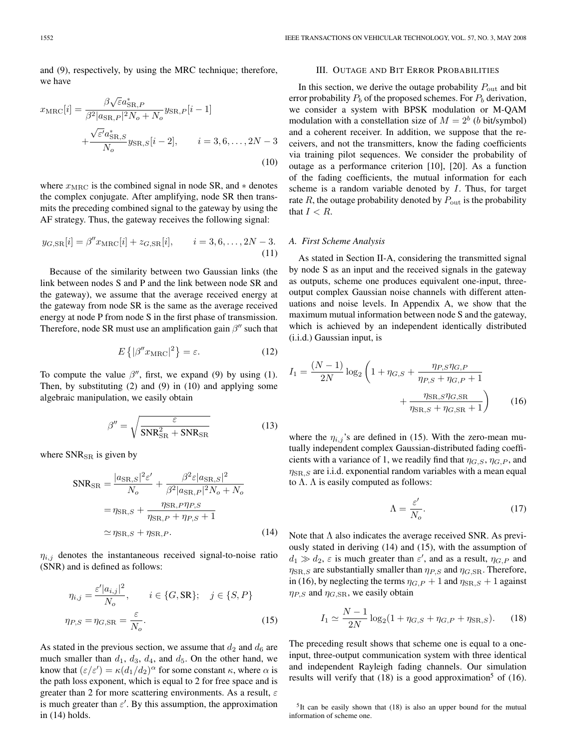and (9), respectively, by using the MRC technique; therefore, we have

$$x_{\text{MRC}}[i] = \frac{\beta\sqrt{\varepsilon}a^*_{\text{SR},P}}{\beta^2|a_{\text{SR},P}|^2 N_o + N_o} y_{\text{SR},P}[i-1] + \frac{\sqrt{\varepsilon'}a^*_{\text{SR},S}}{N_o} y_{\text{SR},S}[i-2], \qquad i = 3, 6, \ldots, 2N-3 \tag{10}$$

where $x_{\text{MRC}}$ is the combined signal in node SR, and $*$ denotes the complex conjugate. After amplifying, node SR then transmits the preceding combined signal to the gateway by using the AF strategy. Thus, the gateway receives the following signal:

$$y_{G,\text{SR}}[i] = \beta'' x_{\text{MRC}}[i] + z_{G,\text{SR}}[i], \qquad i = 3, 6, \ldots, 2N-3. \tag{11}$$

Because of the similarity between two Gaussian links (the link between nodes S and P and the link between node SR and the gateway), we assume that the average received energy at the gateway from node SR is the same as the average received energy at node P from node S in the first phase of transmission. Therefore, node SR must use an amplification gain $\beta''$ such that

$$E\left\{|\beta'' x_{\text{MRC}}|^2\right\} = \varepsilon. \tag{12}$$

To compute the value $\beta''$, first, we expand (9) by using (1). Then, by substituting (2) and (9) in (10) and applying some algebraic manipulation, we easily obtain

$$\beta'' = \sqrt{\frac{\varepsilon}{\text{SNR}^2_{\text{SR}} + \text{SNR}_{\text{SR}}}} \tag{13}$$

where $\text{SNR}_{\text{SR}}$ is given by

$$\begin{aligned}\text{SNR}_{\text{SR}} &= \frac{|a_{\text{SR},S}|^2\varepsilon'}{N_o} + \frac{\beta^2\varepsilon|a_{\text{SR},S}|^2}{\beta^2|a_{\text{SR},P}|^2 N_o + N_o} \\ &= \eta_{\text{SR},S} + \frac{\eta_{\text{SR},P}\eta_{P,S}}{\eta_{\text{SR},P} + \eta_{P,S} + 1} \\ &\simeq \eta_{\text{SR},S} + \eta_{\text{SR},P}.\end{aligned} \tag{14}$$

$\eta_{i,j}$ denotes the instantaneous received signal-to-noise ratio (SNR) and is defined as follows:

$$\begin{aligned}\eta_{i,j} &= \frac{\varepsilon'|a_{i,j}|^2}{N_o}, \qquad i \in \{G, \text{SR}\};\quad j \in \{S, P\} \\ \eta_{P,S} &= \eta_{G,\text{SR}} = \frac{\varepsilon}{N_o}.\end{aligned} \tag{15}$$

As stated in the previous section, we assume that $d_2$ and $d_6$ are much smaller than $d_1$, $d_3$, $d_4$, and $d_5$. On the other hand, we know that $(\varepsilon/\varepsilon') = \kappa(d_1/d_2)^\alpha$ for some constant $\kappa$, where $\alpha$ is the path loss exponent, which is equal to 2 for free space and is greater than 2 for more scattering environments. As a result, $\varepsilon$ is much greater than $\varepsilon'$. By this assumption, the approximation in (14) holds.

## III. Outage and Bit Error Probabilities

In this section, we derive the outage probability $P_{\text{out}}$ and bit error probability $P_b$ of the proposed schemes. For $P_b$ derivation, we consider a system with BPSK modulation or M-QAM modulation with a constellation size of $M = 2^b$ ($b$ bit/symbol) and a coherent receiver. In addition, we suppose that the receivers, and not the transmitters, know the fading coefficients via training pilot sequences. We consider the probability of outage as a performance criterion [10], [20]. As a function of the fading coefficients, the mutual information for each scheme is a random variable denoted by $I$. Thus, for target rate $R$, the outage probability denoted by $P_{\text{out}}$ is the probability that $I < R$.

### A. First Scheme Analysis

As stated in Section II-A, considering the transmitted signal by node S as an input and the received signals in the gateway as outputs, scheme one produces equivalent one-input, three-output complex Gaussian noise channels with different attenuations and noise levels. In Appendix A, we show that the maximum mutual information between node S and the gateway, which is achieved by an independent identically distributed (i.i.d.) Gaussian input, is

$$I_1 = \frac{(N-1)}{2N}\log_2\left(1 + \eta_{G,S} + \frac{\eta_{P,S}\eta_{G,P}}{\eta_{P,S} + \eta_{G,P} + 1} + \frac{\eta_{\text{SR},S}\eta_{G,\text{SR}}}{\eta_{\text{SR},S} + \eta_{G,\text{SR}} + 1}\right) \tag{16}$$

where the $\eta_{i,j}$'s are defined in (15). With the zero-mean mutually independent complex Gaussian-distributed fading coefficients with a variance of 1, we readily find that $\eta_{G,S}$, $\eta_{G,P}$, and $\eta_{\text{SR},S}$ are i.i.d. exponential random variables with a mean equal to $\Lambda$. $\Lambda$ is easily computed as follows:

$$\Lambda = \frac{\varepsilon'}{N_o}. \tag{17}$$

Note that $\Lambda$ also indicates the average received SNR. As previously stated in deriving (14) and (15), with the assumption of $d_1 \gg d_2$, $\varepsilon$ is much greater than $\varepsilon'$, and as a result, $\eta_{G,P}$ and $\eta_{\text{SR},S}$ are substantially smaller than $\eta_{P,S}$ and $\eta_{G,\text{SR}}$. Therefore, in (16), by neglecting the terms $\eta_{G,P} + 1$ and $\eta_{\text{SR},S} + 1$ against $\eta_{P,S}$ and $\eta_{G,\text{SR}}$, we easily obtain

$$I_1 \simeq \frac{N-1}{2N}\log_2(1 + \eta_{G,S} + \eta_{G,P} + \eta_{\text{SR},S}). \tag{18}$$

The preceding result shows that scheme one is equal to a one-input, three-output communication system with three identical and independent Rayleigh fading channels. Our simulation results will verify that (18) is a good approximation[5] of (16).

[5] It can be easily shown that (18) is also an upper bound for the mutual information of scheme one.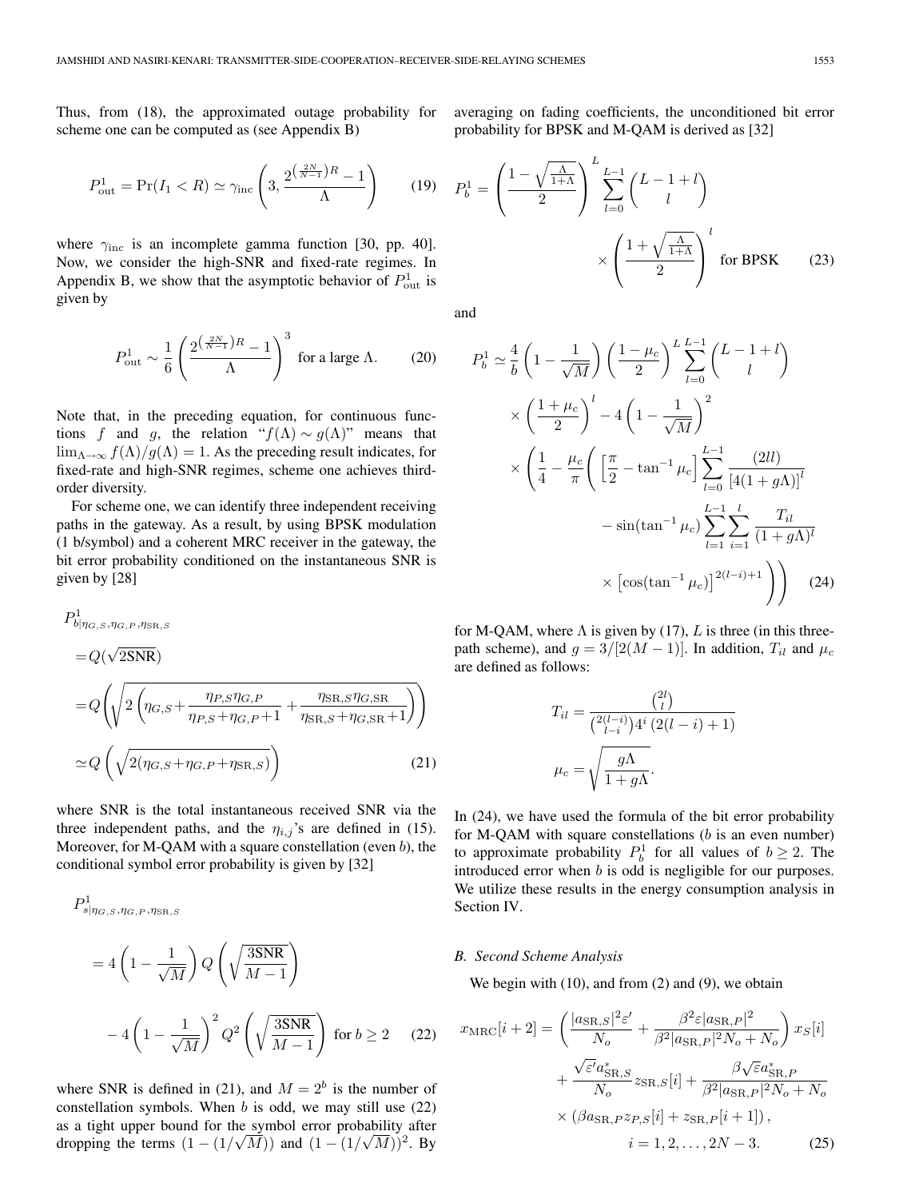Thus, from (18), the approximated outage probability for scheme one can be computed as (see Appendix B)

$$P_{\rm out}^1 = \Pr(I_1 < R) \simeq \gamma_{\rm inc}\left(3, \frac{2^{\left(\frac{2N}{N-1}\right)R} - 1}{\Lambda}\right) \tag{19}$$

where $\gamma_{\rm inc}$ is an incomplete gamma function [30, pp. 40]. Now, we consider the high-SNR and fixed-rate regimes. In Appendix B, we show that the asymptotic behavior of $P_{\rm out}^1$ is given by

$$P_{\rm out}^1 \sim \frac{1}{6}\left(\frac{2^{\left(\frac{2N}{N-1}\right)R} - 1}{\Lambda}\right)^3 \quad \text{for a large } \Lambda. \tag{20}$$

Note that, in the preceding equation, for continuous functions $f$ and $g$, the relation "$f(\Lambda) \sim g(\Lambda)$" means that $\lim_{\Lambda\to\infty} f(\Lambda)/g(\Lambda) = 1$. As the preceding result indicates, for fixed-rate and high-SNR regimes, scheme one achieves third-order diversity.

For scheme one, we can identify three independent receiving paths in the gateway. As a result, by using BPSK modulation (1 b/symbol) and a coherent MRC receiver in the gateway, the bit error probability conditioned on the instantaneous SNR is given by [28]

$$\begin{aligned} P^1_{b|\eta_{G,S},\eta_{G,P},\eta_{{\rm SR},S}} &= Q(\sqrt{2{\rm SNR}}) \\ &= Q\left(\sqrt{2\left(\eta_{G,S} + \frac{\eta_{P,S}\eta_{G,P}}{\eta_{P,S}+\eta_{G,P}+1} + \frac{\eta_{{\rm SR},S}\eta_{G,{\rm SR}}}{\eta_{{\rm SR},S}+\eta_{G,{\rm SR}}+1}\right)}\right) \\ &\simeq Q\left(\sqrt{2(\eta_{G,S}+\eta_{G,P}+\eta_{{\rm SR},S})}\right) \end{aligned} \tag{21}$$

where SNR is the total instantaneous received SNR via the three independent paths, and the $\eta_{i,j}$'s are defined in (15). Moreover, for M-QAM with a square constellation (even $b$), the conditional symbol error probability is given by [32]

$$\begin{aligned} P^1_{s|\eta_{G,S},\eta_{G,P},\eta_{{\rm SR},S}} &= 4\left(1-\frac{1}{\sqrt{M}}\right) Q\left(\sqrt{\frac{3{\rm SNR}}{M-1}}\right) \\ &\quad - 4\left(1-\frac{1}{\sqrt{M}}\right)^2 Q^2\left(\sqrt{\frac{3{\rm SNR}}{M-1}}\right) \quad \text{for } b \geq 2 \end{aligned} \tag{22}$$

where SNR is defined in (21), and $M = 2^b$ is the number of constellation symbols. When $b$ is odd, we may still use (22) as a tight upper bound for the symbol error probability after dropping the terms $(1-(1/\sqrt{M}))$ and $(1-(1/\sqrt{M}))^2$. By averaging on fading coefficients, the unconditioned bit error probability for BPSK and M-QAM is derived as [32]

$$P_b^1 = \left(\frac{1-\sqrt{\frac{\Lambda}{1+\Lambda}}}{2}\right)^L \sum_{l=0}^{L-1}\binom{L-1+l}{l} \times \left(\frac{1+\sqrt{\frac{\Lambda}{1+\Lambda}}}{2}\right)^l \quad \text{for BPSK} \tag{23}$$

and

$$\begin{aligned} P_b^1 &\simeq \frac{4}{b}\left(1-\frac{1}{\sqrt{M}}\right)\left(\frac{1-\mu_c}{2}\right)^L \sum_{l=0}^{L-1}\binom{L-1+l}{l} \\ &\quad \times \left(\frac{1+\mu_c}{2}\right)^l - 4\left(1-\frac{1}{\sqrt{M}}\right)^2 \\ &\quad \times \left(\frac{1}{4} - \frac{\mu_c}{\pi}\left(\left[\frac{\pi}{2} - \tan^{-1}\mu_c\right]\sum_{l=0}^{L-1}\frac{(2ll)}{[4(1+g\Lambda)]^l}\right.\right. \\ &\quad \left.\left. - \sin(\tan^{-1}\mu_c)\sum_{l=1}^{L-1}\sum_{i=1}^{l}\frac{T_{il}}{(1+g\Lambda)^l} \times \left[\cos(\tan^{-1}\mu_c)\right]^{2(l-i)+1}\right)\right) \end{aligned} \tag{24}$$

for M-QAM, where $\Lambda$ is given by (17), $L$ is three (in this three-path scheme), and $g = 3/[2(M-1)]$. In addition, $T_{il}$ and $\mu_c$ are defined as follows:

$$T_{il} = \frac{\binom{2l}{l}}{\binom{2(l-i)}{l-i}4^i\left(2(l-i)+1\right)}$$

$$\mu_c = \sqrt{\frac{g\Lambda}{1+g\Lambda}}.$$

In (24), we have used the formula of the bit error probability for M-QAM with square constellations ($b$ is an even number) to approximate probability $P_b^1$ for all values of $b \geq 2$. The introduced error when $b$ is odd is negligible for our purposes. We utilize these results in the energy consumption analysis in Section IV.

### B. Second Scheme Analysis

We begin with (10), and from (2) and (9), we obtain

$$\begin{aligned} x_{\rm MRC}[i+2] &= \left(\frac{|a_{{\rm SR},S}|^2\varepsilon'}{N_o} + \frac{\beta^2\varepsilon|a_{{\rm SR},P}|^2}{\beta^2|a_{{\rm SR},P}|^2N_o+N_o}\right)x_S[i] \\ &\quad + \frac{\sqrt{\varepsilon'}a^*_{{\rm SR},S}}{N_o}z_{{\rm SR},S}[i] + \frac{\beta\sqrt{\varepsilon}a^*_{{\rm SR},P}}{\beta^2|a_{{\rm SR},P}|^2N_o+N_o} \\ &\quad \times \left(\beta a_{{\rm SR},P}z_{P,S}[i] + z_{{\rm SR},P}[i+1]\right), \\ &\qquad i = 1, 2, \ldots, 2N-3. \end{aligned} \tag{25}$$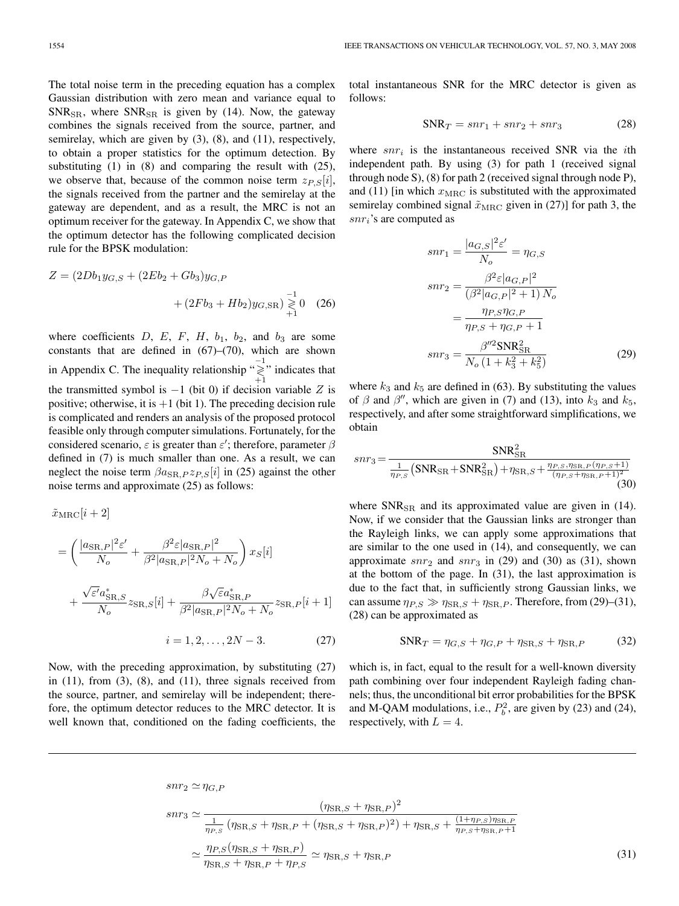The total noise term in the preceding equation has a complex Gaussian distribution with zero mean and variance equal to $\text{SNR}_{\text{SR}}$, where $\text{SNR}_{\text{SR}}$ is given by (14). Now, the gateway combines the signals received from the source, partner, and semirelay, which are given by (3), (8), and (11), respectively, to obtain a proper statistics for the optimum detection. By substituting (1) in (8) and comparing the result with (25), we observe that, because of the common noise term $z_{P,S}[i]$, the signals received from the partner and the semirelay at the gateway are dependent, and as a result, the MRC is not an optimum receiver for the gateway. In Appendix C, we show that the optimum detector has the following complicated decision rule for the BPSK modulation:

$$Z = (2Db_1 y_{G,S} + (2Eb_2 + Gb_3)y_{G,P} + (2Fb_3 + Hb_2)y_{G,\text{SR}}) \underset{+1}{\overset{-1}{\gtrless}} 0 \quad (26)$$

where coefficients $D$, $E$, $F$, $H$, $b_1$, $b_2$, and $b_3$ are some constants that are defined in (67)–(70), which are shown in Appendix C. The inequality relationship "$\underset{+1}{\overset{-1}{\gtrless}}$" indicates that the transmitted symbol is $-1$ (bit 0) if decision variable $Z$ is positive; otherwise, it is $+1$ (bit 1). The preceding decision rule is complicated and renders an analysis of the proposed protocol feasible only through computer simulations. Fortunately, for the considered scenario, $\varepsilon$ is greater than $\varepsilon'$; therefore, parameter $\beta$ defined in (7) is much smaller than one. As a result, we can neglect the noise term $\beta a_{\text{SR},P} z_{P,S}[i]$ in (25) against the other noise terms and approximate (25) as follows:

$$\begin{aligned}
\tilde{x}_{\text{MRC}}[i+2] &= \left( \frac{|a_{\text{SR},P}|^2 \varepsilon'}{N_o} + \frac{\beta^2 \varepsilon |a_{\text{SR},P}|^2}{\beta^2 |a_{\text{SR},P}|^2 N_o + N_o} \right) x_S[i] \\
&\quad + \frac{\sqrt{\varepsilon'} a^*_{\text{SR},S}}{N_o} z_{\text{SR},S}[i] + \frac{\beta \sqrt{\varepsilon} a^*_{\text{SR},P}}{\beta^2 |a_{\text{SR},P}|^2 N_o + N_o} z_{\text{SR},P}[i+1] \\
&\qquad i = 1, 2, \ldots, 2N-3. \qquad (27)
\end{aligned}$$

Now, with the preceding approximation, by substituting (27) in (11), from (3), (8), and (11), three signals received from the source, partner, and semirelay will be independent; therefore, the optimum detector reduces to the MRC detector. It is well known that, conditioned on the fading coefficients, the total instantaneous SNR for the MRC detector is given as follows:

$$\text{SNR}_T = snr_1 + snr_2 + snr_3 \quad (28)$$

where $snr_i$ is the instantaneous received SNR via the $i$th independent path. By using (3) for path 1 (received signal through node S), (8) for path 2 (received signal through node P), and (11) [in which $x_{\text{MRC}}$ is substituted with the approximated semirelay combined signal $\tilde{x}_{\text{MRC}}$ given in (27)] for path 3, the $snr_i$'s are computed as

$$\begin{aligned}
snr_1 &= \frac{|a_{G,S}|^2 \varepsilon'}{N_o} = \eta_{G,S} \\
snr_2 &= \frac{\beta^2 \varepsilon |a_{G,P}|^2}{(\beta^2 |a_{G,P}|^2 + 1) N_o} = \frac{\eta_{P,S} \eta_{G,P}}{\eta_{P,S} + \eta_{G,P} + 1} \\
snr_3 &= \frac{\beta''^2 \text{SNR}^2_{\text{SR}}}{N_o (1 + k_3^2 + k_5^2)}
\end{aligned} \quad (29)$$

where $k_3$ and $k_5$ are defined in (63). By substituting the values of $\beta$ and $\beta''$, which are given in (7) and (13), into $k_3$ and $k_5$, respectively, and after some straightforward simplifications, we obtain

$$snr_3 = \frac{\text{SNR}^2_{\text{SR}}}{\frac{1}{\eta_{P,S}} \left( \text{SNR}_{\text{SR}} + \text{SNR}^2_{\text{SR}} \right) + \eta_{\text{SR},S} + \frac{\eta_{P,S}, \eta_{\text{SR},P} (\eta_{P,S} + 1)}{(\eta_{P,S} + \eta_{\text{SR},P} + 1)^2}} \quad (30)$$

where $\text{SNR}_{\text{SR}}$ and its approximated value are given in (14). Now, if we consider that the Gaussian links are stronger than the Rayleigh links, we can apply some approximations that are similar to the one used in (14), and consequently, we can approximate $snr_2$ and $snr_3$ in (29) and (30) as (31), shown at the bottom of the page. In (31), the last approximation is due to the fact that, in sufficiently strong Gaussian links, we can assume $\eta_{P,S} \gg \eta_{\text{SR},S} + \eta_{\text{SR},P}$. Therefore, from (29)–(31), (28) can be approximated as

$$\text{SNR}_T = \eta_{G,S} + \eta_{G,P} + \eta_{\text{SR},S} + \eta_{\text{SR},P} \quad (32)$$

which is, in fact, equal to the result for a well-known diversity path combining over four independent Rayleigh fading channels; thus, the unconditional bit error probabilities for the BPSK and M-QAM modulations, i.e., $P_b^2$, are given by (23) and (24), respectively, with $L = 4$.

$$\begin{aligned}
snr_2 &\simeq \eta_{G,P} \\
snr_3 &\simeq \frac{(\eta_{\text{SR},S} + \eta_{\text{SR},P})^2}{\frac{1}{\eta_{P,S}} \left( \eta_{\text{SR},S} + \eta_{\text{SR},P} + (\eta_{\text{SR},S} + \eta_{\text{SR},P})^2 \right) + \eta_{\text{SR},S} + \frac{(1+\eta_{P,S})\eta_{\text{SR},P}}{\eta_{P,S} + \eta_{\text{SR},P} + 1}} \\
&\simeq \frac{\eta_{P,S}(\eta_{\text{SR},S} + \eta_{\text{SR},P})}{\eta_{\text{SR},S} + \eta_{\text{SR},P} + \eta_{P,S}} \simeq \eta_{\text{SR},S} + \eta_{\text{SR},P}
\end{aligned} \quad (31)$$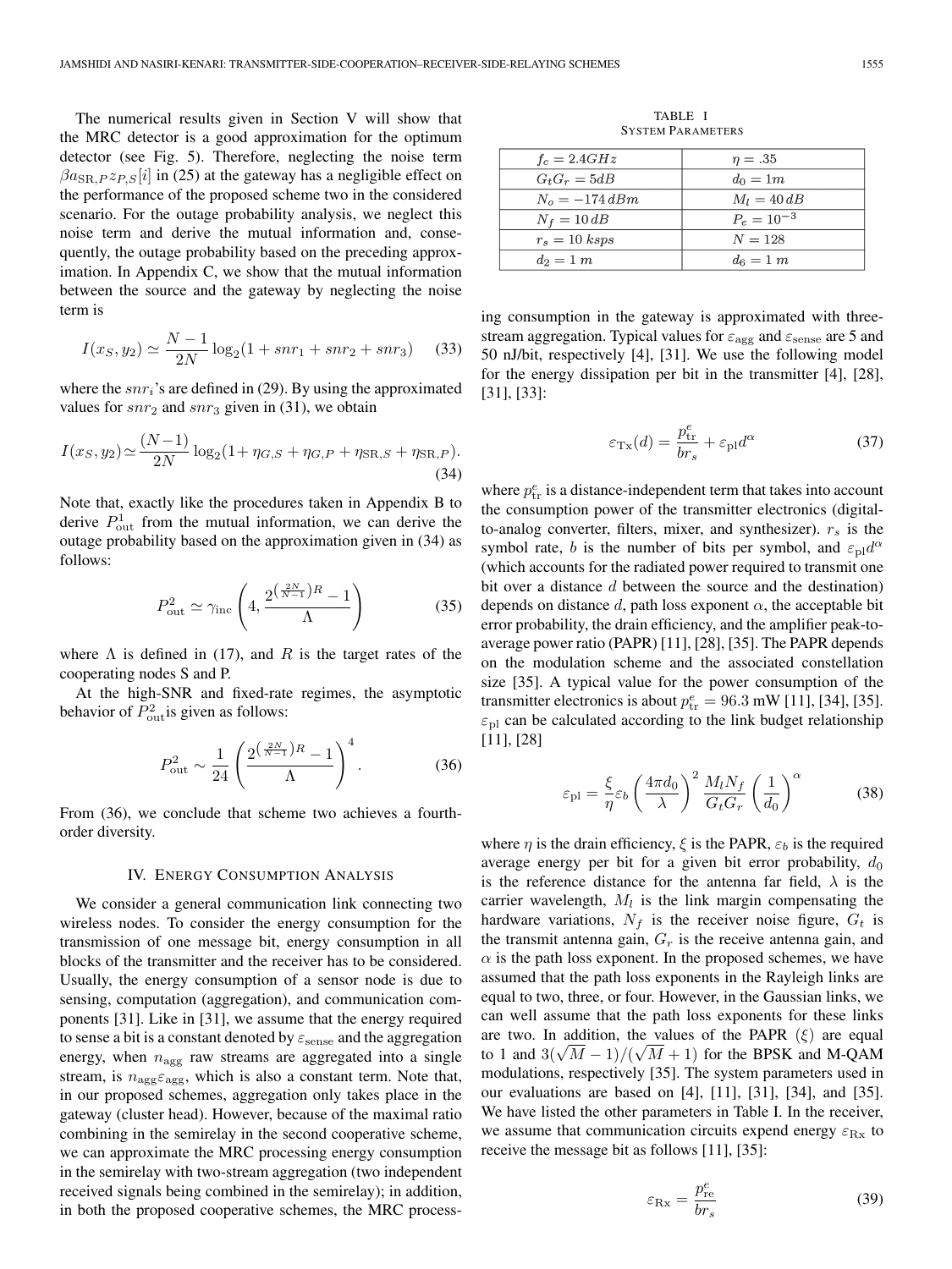The numerical results given in Section V will show that the MRC detector is a good approximation for the optimum detector (see Fig. 5). Therefore, neglecting the noise term $\beta a_{\mathrm{SR},P} z_{P,S}[i]$ in (25) at the gateway has a negligible effect on the performance of the proposed scheme two in the considered scenario. For the outage probability analysis, we neglect this noise term and derive the mutual information and, consequently, the outage probability based on the preceding approximation. In Appendix C, we show that the mutual information between the source and the gateway by neglecting the noise term is

$$I(x_S, y_2) \simeq \frac{N-1}{2N} \log_2(1 + snr_1 + snr_2 + snr_3) \quad (33)$$

where the $snr_i$'s are defined in (29). By using the approximated values for $snr_2$ and $snr_3$ given in (31), we obtain

$$I(x_S, y_2) \simeq \frac{(N-1)}{2N} \log_2(1 + \eta_{G,S} + \eta_{G,P} + \eta_{\mathrm{SR},S} + \eta_{\mathrm{SR},P}). \quad (34)$$

Note that, exactly like the procedures taken in Appendix B to derive $P_{\mathrm{out}}^1$ from the mutual information, we can derive the outage probability based on the approximation given in (34) as follows:

$$P_{\mathrm{out}}^2 \simeq \gamma_{\mathrm{inc}} \left( 4, \frac{2^{\left(\frac{2N}{N-1}\right)R} - 1}{\Lambda} \right) \quad (35)$$

where $\Lambda$ is defined in (17), and $R$ is the target rates of the cooperating nodes S and P.

At the high-SNR and fixed-rate regimes, the asymptotic behavior of $P_{\mathrm{out}}^2$ is given as follows:

$$P_{\mathrm{out}}^2 \sim \frac{1}{24} \left( \frac{2^{\left(\frac{2N}{N-1}\right)R} - 1}{\Lambda} \right)^4. \quad (36)$$

From (36), we conclude that scheme two achieves a fourth-order diversity.

## IV. Energy Consumption Analysis

We consider a general communication link connecting two wireless nodes. To consider the energy consumption for the transmission of one message bit, energy consumption in all blocks of the transmitter and the receiver has to be considered. Usually, the energy consumption of a sensor node is due to sensing, computation (aggregation), and communication components [31]. Like in [31], we assume that the energy required to sense a bit is a constant denoted by $\varepsilon_{\mathrm{sense}}$ and the aggregation energy, when $n_{\mathrm{agg}}$ raw streams are aggregated into a single stream, is $n_{\mathrm{agg}}\varepsilon_{\mathrm{agg}}$, which is also a constant term. Note that, in our proposed schemes, aggregation only takes place in the gateway (cluster head). However, because of the maximal ratio combining in the semirelay in the second cooperative scheme, we can approximate the MRC processing energy consumption in the semirelay with two-stream aggregation (two independent received signals being combined in the semirelay); in addition, in both the proposed cooperative schemes, the MRC processing consumption in the gateway is approximated with three-stream aggregation. Typical values for $\varepsilon_{\mathrm{agg}}$ and $\varepsilon_{\mathrm{sense}}$ are 5 and 50 nJ/bit, respectively [4], [31]. We use the following model for the energy dissipation per bit in the transmitter [4], [28], [31], [33]:

TABLE I
System Parameters

| | |
|---|---|
| $f_c = 2.4GHz$ | $\eta = .35$ |
| $G_t G_r = 5dB$ | $d_0 = 1m$ |
| $N_o = -174\,dBm$ | $M_l = 40\,dB$ |
| $N_f = 10\,dB$ | $P_e = 10^{-3}$ |
| $r_s = 10\,ksps$ | $N = 128$ |
| $d_2 = 1\,m$ | $d_6 = 1\,m$ |

$$\varepsilon_{\mathrm{Tx}}(d) = \frac{p_{\mathrm{tr}}^e}{b r_s} + \varepsilon_{\mathrm{pl}} d^\alpha \quad (37)$$

where $p_{\mathrm{tr}}^e$ is a distance-independent term that takes into account the consumption power of the transmitter electronics (digital-to-analog converter, filters, mixer, and synthesizer). $r_s$ is the symbol rate, $b$ is the number of bits per symbol, and $\varepsilon_{\mathrm{pl}} d^\alpha$ (which accounts for the radiated power required to transmit one bit over a distance $d$ between the source and the destination) depends on distance $d$, path loss exponent $\alpha$, the acceptable bit error probability, the drain efficiency, and the amplifier peak-to-average power ratio (PAPR) [11], [28], [35]. The PAPR depends on the modulation scheme and the associated constellation size [35]. A typical value for the power consumption of the transmitter electronics is about $p_{\mathrm{tr}}^e = 96.3$ mW [11], [34], [35]. $\varepsilon_{\mathrm{pl}}$ can be calculated according to the link budget relationship [11], [28]

$$\varepsilon_{\mathrm{pl}} = \frac{\xi}{\eta} \varepsilon_b \left( \frac{4\pi d_0}{\lambda} \right)^2 \frac{M_l N_f}{G_t G_r} \left( \frac{1}{d_0} \right)^\alpha \quad (38)$$

where $\eta$ is the drain efficiency, $\xi$ is the PAPR, $\varepsilon_b$ is the required average energy per bit for a given bit error probability, $d_0$ is the reference distance for the antenna far field, $\lambda$ is the carrier wavelength, $M_l$ is the link margin compensating the hardware variations, $N_f$ is the receiver noise figure, $G_t$ is the transmit antenna gain, $G_r$ is the receive antenna gain, and $\alpha$ is the path loss exponent. In the proposed schemes, we have assumed that the path loss exponents in the Rayleigh links are equal to two, three, or four. However, in the Gaussian links, we can well assume that the path loss exponents for these links are two. In addition, the values of the PAPR ($\xi$) are equal to 1 and $3(\sqrt{M}-1)/(\sqrt{M}+1)$ for the BPSK and M-QAM modulations, respectively [35]. The system parameters used in our evaluations are based on [4], [11], [31], [34], and [35]. We have listed the other parameters in Table I. In the receiver, we assume that communication circuits expend energy $\varepsilon_{\mathrm{Rx}}$ to receive the message bit as follows [11], [35]:

$$\varepsilon_{\mathrm{Rx}} = \frac{p_{\mathrm{re}}^e}{b r_s} \quad (39)$$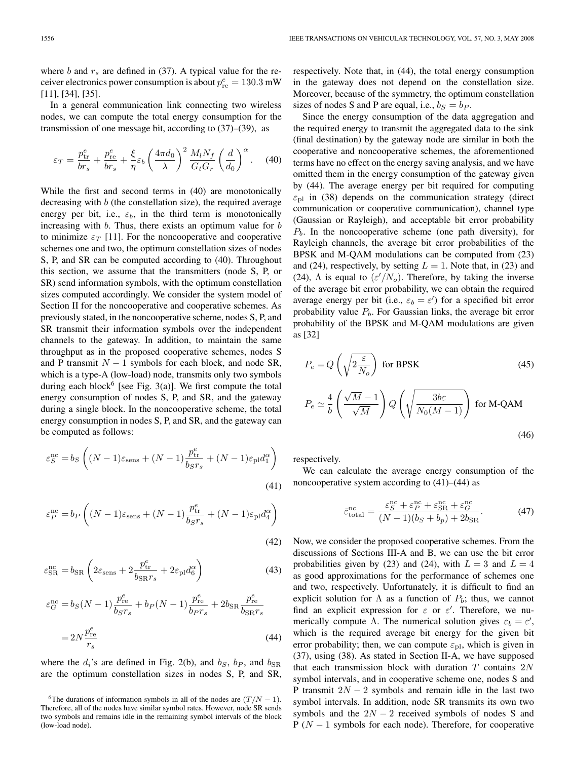where $b$ and $r_s$ are defined in (37). A typical value for the receiver electronics power consumption is about $p^e_{\text{re}} = 130.3$ mW [11], [34], [35].

In a general communication link connecting two wireless nodes, we can compute the total energy consumption for the transmission of one message bit, according to (37)–(39), as

$$\varepsilon_T = \frac{p^e_{\text{tr}}}{br_s} + \frac{p^e_{\text{re}}}{br_s} + \frac{\xi}{\eta}\varepsilon_b \left(\frac{4\pi d_0}{\lambda}\right)^2 \frac{M_l N_f}{G_t G_r}\left(\frac{d}{d_0}\right)^\alpha. \quad (40)$$

While the first and second terms in (40) are monotonically decreasing with $b$ (the constellation size), the required average energy per bit, i.e., $\varepsilon_b$, in the third term is monotonically increasing with $b$. Thus, there exists an optimum value for $b$ to minimize $\varepsilon_T$ [11]. For the noncooperative and cooperative schemes one and two, the optimum constellation sizes of nodes S, P, and SR can be computed according to (40). Throughout this section, we assume that the transmitters (node S, P, or SR) send information symbols, with the optimum constellation sizes computed accordingly. We consider the system model of Section II for the noncooperative and cooperative schemes. As previously stated, in the noncooperative scheme, nodes S, P, and SR transmit their information symbols over the independent channels to the gateway. In addition, to maintain the same throughput as in the proposed cooperative schemes, nodes S and P transmit $N-1$ symbols for each block, and node SR, which is a type-A (low-load) node, transmits only two symbols during each block[6] [see Fig. 3(a)]. We first compute the total energy consumption of nodes S, P, and SR, and the gateway during a single block. In the noncooperative scheme, the total energy consumption in nodes S, P, and SR, and the gateway can be computed as follows:

$$\varepsilon^{\text{nc}}_S = b_S\left((N-1)\varepsilon_{\text{sens}} + (N-1)\frac{p^e_{\text{tr}}}{b_S r_s} + (N-1)\varepsilon_{\text{pl}} d_1^\alpha\right) \quad (41)$$

$$\varepsilon^{\text{nc}}_P = b_P\left((N-1)\varepsilon_{\text{sens}} + (N-1)\frac{p^e_{\text{tr}}}{b_S r_s} + (N-1)\varepsilon_{\text{pl}} d_4^\alpha\right) \quad (42)$$

$$\varepsilon^{\text{nc}}_{\text{SR}} = b_{\text{SR}}\left(2\varepsilon_{\text{sens}} + 2\frac{p^e_{\text{tr}}}{b_{\text{SR}} r_s} + 2\varepsilon_{\text{pl}} d_6^\alpha\right) \quad (43)$$

$$\begin{aligned}\varepsilon^{\text{nc}}_G &= b_S(N-1)\frac{p^e_{\text{re}}}{b_S r_s} + b_P(N-1)\frac{p^e_{\text{re}}}{b_P r_s} + 2b_{\text{SR}}\frac{p^e_{\text{re}}}{b_{\text{SR}} r_s} \\ &= 2N\frac{p^e_{\text{re}}}{r_s}\end{aligned} \quad (44)$$

where the $d_i$'s are defined in Fig. 2(b), and $b_S$, $b_P$, and $b_{\text{SR}}$ are the optimum constellation sizes in nodes S, P, and SR, respectively. Note that, in (44), the total energy consumption in the gateway does not depend on the constellation size. Moreover, because of the symmetry, the optimum constellation sizes of nodes S and P are equal, i.e., $b_S = b_P$.

Since the energy consumption of the data aggregation and the required energy to transmit the aggregated data to the sink (final destination) by the gateway node are similar in both the cooperative and noncooperative schemes, the aforementioned terms have no effect on the energy saving analysis, and we have omitted them in the energy consumption of the gateway given by (44). The average energy per bit required for computing $\varepsilon_{\text{pl}}$ in (38) depends on the communication strategy (direct communication or cooperative communication), channel type (Gaussian or Rayleigh), and acceptable bit error probability $P_b$. In the noncooperative scheme (one path diversity), for Rayleigh channels, the average bit error probabilities of the BPSK and M-QAM modulations can be computed from (23) and (24), respectively, by setting $L = 1$. Note that, in (23) and (24), $\Lambda$ is equal to $(\varepsilon'/N_o)$. Therefore, by taking the inverse of the average bit error probability, we can obtain the required average energy per bit (i.e., $\varepsilon_b = \varepsilon'$) for a specified bit error probability value $P_b$. For Gaussian links, the average bit error probability of the BPSK and M-QAM modulations are given as [32]

$$P_e = Q\left(\sqrt{2\frac{\varepsilon}{N_o}}\right) \text{ for BPSK} \quad (45)$$

$$P_e \simeq \frac{4}{b}\left(\frac{\sqrt{M}-1}{\sqrt{M}}\right) Q\left(\sqrt{\frac{3b\varepsilon}{N_0(M-1)}}\right) \text{ for M-QAM} \quad (46)$$

respectively.

We can calculate the average energy consumption of the noncooperative system according to (41)–(44) as

$$\bar{\varepsilon}^{\text{nc}}_{\text{total}} = \frac{\varepsilon^{\text{nc}}_S + \varepsilon^{\text{nc}}_P + \varepsilon^{\text{nc}}_{\text{SR}} + \varepsilon^{\text{nc}}_G}{(N-1)(b_S + b_p) + 2b_{\text{SR}}}. \quad (47)$$

Now, we consider the proposed cooperative schemes. From the discussions of Sections III-A and B, we can use the bit error probabilities given by (23) and (24), with $L = 3$ and $L = 4$ as good approximations for the performance of schemes one and two, respectively. Unfortunately, it is difficult to find an explicit solution for $\Lambda$ as a function of $P_b$; thus, we cannot find an explicit expression for $\varepsilon$ or $\varepsilon'$. Therefore, we numerically compute $\Lambda$. The numerical solution gives $\varepsilon_b = \varepsilon'$, which is the required average bit energy for the given bit error probability; then, we can compute $\varepsilon_{\text{pl}}$, which is given in (37), using (38). As stated in Section II-A, we have supposed that each transmission block with duration $T$ contains $2N$ symbol intervals, and in cooperative scheme one, nodes S and P transmit $2N-2$ symbols and remain idle in the last two symbol intervals. In addition, node SR transmits its own two symbols and the $2N-2$ received symbols of nodes S and P ($N-1$ symbols for each node). Therefore, for cooperative

[6] The durations of information symbols in all of the nodes are $(T/N-1)$. Therefore, all of the nodes have similar symbol rates. However, node SR sends two symbols and remains idle in the remaining symbol intervals of the block (low-load node).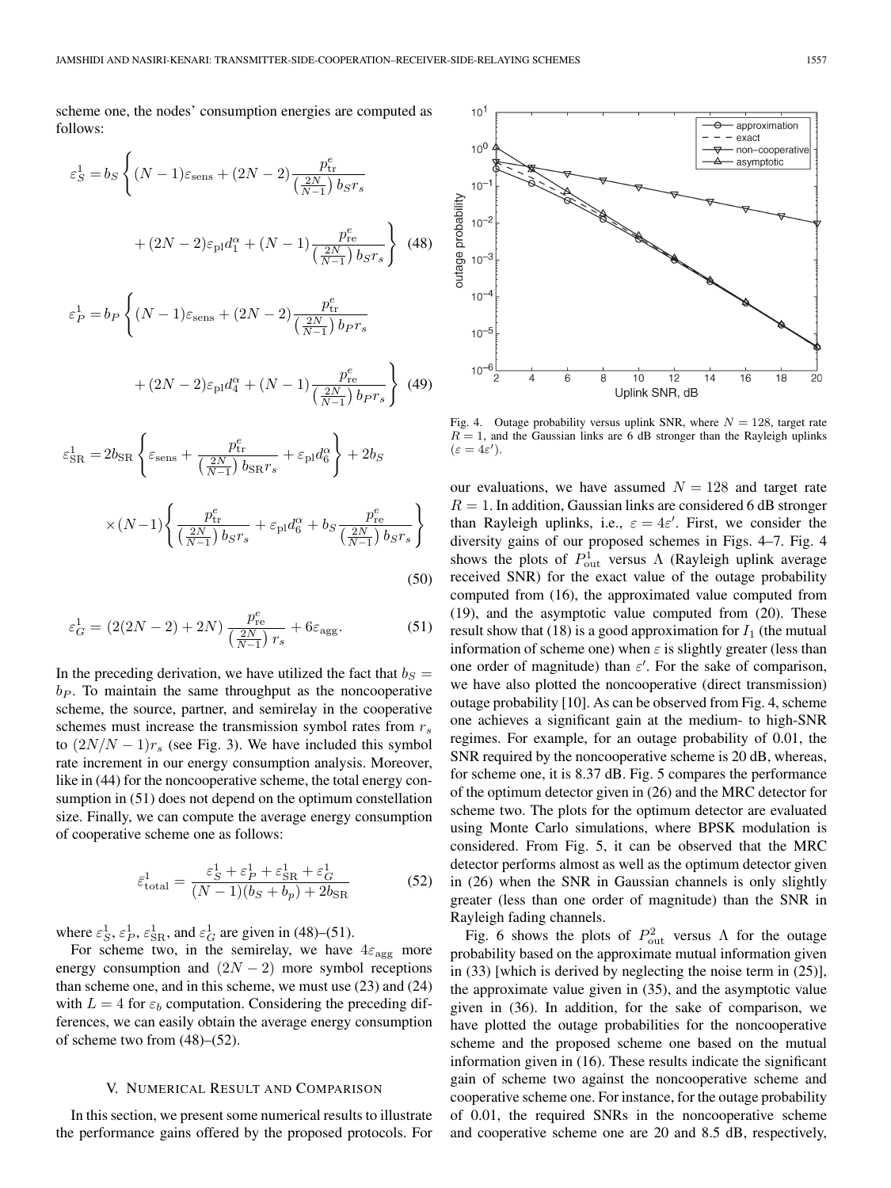scheme one, the nodes' consumption energies are computed as follows:

$$\varepsilon_S^1 = b_S \left\{ (N-1)\varepsilon_{\text{sens}} + (2N-2)\frac{p_{\text{tr}}^e}{\left(\frac{2N}{N-1}\right) b_S r_s} + (2N-2)\varepsilon_{\text{pl}} d_1^{\alpha} + (N-1)\frac{p_{\text{re}}^e}{\left(\frac{2N}{N-1}\right) b_S r_s} \right\} \quad (48)$$

$$\varepsilon_P^1 = b_P \left\{ (N-1)\varepsilon_{\text{sens}} + (2N-2)\frac{p_{\text{tr}}^e}{\left(\frac{2N}{N-1}\right) b_P r_s} + (2N-2)\varepsilon_{\text{pl}} d_4^{\alpha} + (N-1)\frac{p_{\text{re}}^e}{\left(\frac{2N}{N-1}\right) b_P r_s} \right\} \quad (49)$$

$$\varepsilon_{\text{SR}}^1 = 2b_{\text{SR}} \left\{ \varepsilon_{\text{sens}} + \frac{p_{\text{tr}}^e}{\left(\frac{2N}{N-1}\right) b_{\text{SR}} r_s} + \varepsilon_{\text{pl}} d_6^{\alpha} \right\} + 2b_S \times (N-1) \left\{ \frac{p_{\text{tr}}^e}{\left(\frac{2N}{N-1}\right) b_S r_s} + \varepsilon_{\text{pl}} d_6^{\alpha} + b_S \frac{p_{\text{re}}^e}{\left(\frac{2N}{N-1}\right) b_S r_s} \right\} \quad (50)$$

$$\varepsilon_G^1 = \left(2(2N-2) + 2N\right) \frac{p_{\text{re}}^e}{\left(\frac{2N}{N-1}\right) r_s} + 6\varepsilon_{\text{agg}}. \quad (51)$$

In the preceding derivation, we have utilized the fact that $b_S = b_P$. To maintain the same throughput as the noncooperative scheme, the source, partner, and semirelay in the cooperative schemes must increase the transmission symbol rates from $r_s$ to $(2N/N-1)r_s$ (see Fig. 3). We have included this symbol rate increment in our energy consumption analysis. Moreover, like in (44) for the noncooperative scheme, the total energy consumption in (51) does not depend on the optimum constellation size. Finally, we can compute the average energy consumption of cooperative scheme one as follows:

$$\bar{\varepsilon}_{\text{total}}^1 = \frac{\varepsilon_S^1 + \varepsilon_P^1 + \varepsilon_{\text{SR}}^1 + \varepsilon_G^1}{(N-1)(b_S + b_p) + 2b_{\text{SR}}} \quad (52)$$

where $\varepsilon_S^1$, $\varepsilon_P^1$, $\varepsilon_{\text{SR}}^1$, and $\varepsilon_G^1$ are given in (48)–(51).

For scheme two, in the semirelay, we have $4\varepsilon_{\text{agg}}$ more energy consumption and $(2N-2)$ more symbol receptions than scheme one, and in this scheme, we must use (23) and (24) with $L = 4$ for $\varepsilon_b$ computation. Considering the preceding differences, we can easily obtain the average energy consumption of scheme two from (48)–(52).

## V. Numerical Result and Comparison

In this section, we present some numerical results to illustrate the performance gains offered by the proposed protocols. For our evaluations, we have assumed $N = 128$ and target rate $R = 1$. In addition, Gaussian links are considered 6 dB stronger than Rayleigh uplinks, i.e., $\varepsilon = 4\varepsilon'$. First, we consider the diversity gains of our proposed schemes in Figs. 4–7. Fig. 4 shows the plots of $P_{\text{out}}^1$ versus $\Lambda$ (Rayleigh uplink average received SNR) for the exact value of the outage probability computed from (16), the approximated value computed from (19), and the asymptotic value computed from (20). These result show that (18) is a good approximation for $I_1$ (the mutual information of scheme one) when $\varepsilon$ is slightly greater (less than one order of magnitude) than $\varepsilon'$. For the sake of comparison, we have also plotted the noncooperative (direct transmission) outage probability [10]. As can be observed from Fig. 4, scheme one achieves a significant gain at the medium- to high-SNR regimes. For example, for an outage probability of 0.01, the SNR required by the noncooperative scheme is 20 dB, whereas, for scheme one, it is 8.37 dB. Fig. 5 compares the performance of the optimum detector given in (26) and the MRC detector for scheme two. The plots for the optimum detector are evaluated using Monte Carlo simulations, where BPSK modulation is considered. From Fig. 5, it can be observed that the MRC detector performs almost as well as the optimum detector given in (26) when the SNR in Gaussian channels is only slightly greater (less than one order of magnitude) than the SNR in Rayleigh fading channels.

Fig. 4. Outage probability versus uplink SNR, where $N = 128$, target rate $R = 1$, and the Gaussian links are 6 dB stronger than the Rayleigh uplinks ($\varepsilon = 4\varepsilon'$).

Fig. 6 shows the plots of $P_{\text{out}}^2$ versus $\Lambda$ for the outage probability based on the approximate mutual information given in (33) [which is derived by neglecting the noise term in (25)], the approximate value given in (35), and the asymptotic value given in (36). In addition, for the sake of comparison, we have plotted the outage probabilities for the noncooperative scheme and the proposed scheme one based on the mutual information given in (16). These results indicate the significant gain of scheme two against the noncooperative scheme and cooperative scheme one. For instance, for the outage probability of 0.01, the required SNRs in the noncooperative scheme and cooperative scheme one are 20 and 8.5 dB, respectively,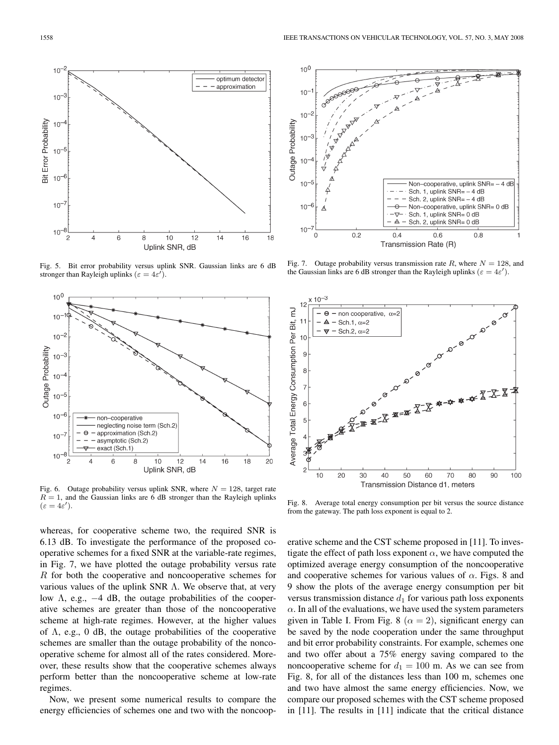Fig. 5. Bit error probability versus uplink SNR. Gaussian links are 6 dB stronger than Rayleigh uplinks ($\varepsilon = 4\varepsilon'$).

Fig. 6. Outage probability versus uplink SNR, where $N = 128$, target rate $R = 1$, and the Gaussian links are 6 dB stronger than the Rayleigh uplinks ($\varepsilon = 4\varepsilon'$).

whereas, for cooperative scheme two, the required SNR is 6.13 dB. To investigate the performance of the proposed cooperative schemes for a fixed SNR at the variable-rate regimes, in Fig. 7, we have plotted the outage probability versus rate $R$ for both the cooperative and noncooperative schemes for various values of the uplink SNR $\Lambda$. We observe that, at very low $\Lambda$, e.g., $-4$ dB, the outage probabilities of the cooperative schemes are greater than those of the noncooperative scheme at high-rate regimes. However, at the higher values of $\Lambda$, e.g., 0 dB, the outage probabilities of the cooperative schemes are smaller than the outage probability of the noncooperative scheme for almost all of the rates considered. Moreover, these results show that the cooperative schemes always perform better than the noncooperative scheme at low-rate regimes.

Now, we present some numerical results to compare the energy efficiencies of schemes one and two with the noncooperative scheme and the CST scheme proposed in [11]. To investigate the effect of path loss exponent $\alpha$, we have computed the optimized average energy consumption of the noncooperative and cooperative schemes for various values of $\alpha$. Figs. 8 and 9 show the plots of the average energy consumption per bit versus transmission distance $d_1$ for various path loss exponents $\alpha$. In all of the evaluations, we have used the system parameters given in Table I. From Fig. 8 ($\alpha = 2$), significant energy can be saved by the node cooperation under the same throughput and bit error probability constraints. For example, schemes one and two offer about a 75% energy saving compared to the noncooperative scheme for $d_1 = 100$ m. As we can see from Fig. 8, for all of the distances less than 100 m, schemes one and two have almost the same energy efficiencies. Now, we compare our proposed schemes with the CST scheme proposed in [11]. The results in [11] indicate that the critical distance

Fig. 7. Outage probability versus transmission rate $R$, where $N = 128$, and the Gaussian links are 6 dB stronger than the Rayleigh uplinks ($\varepsilon = 4\varepsilon'$).

Fig. 8. Average total energy consumption per bit versus the source distance from the gateway. The path loss exponent is equal to 2.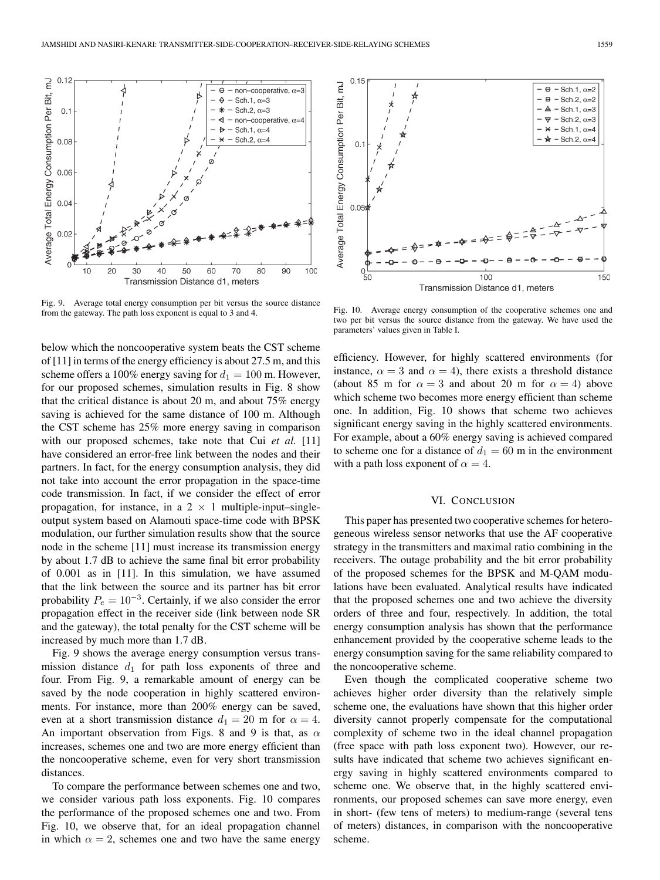Fig. 9. Average total energy consumption per bit versus the source distance from the gateway. The path loss exponent is equal to 3 and 4.

Fig. 10. Average energy consumption of the cooperative schemes one and two per bit versus the source distance from the gateway. We have used the parameters' values given in Table I.

below which the noncooperative system beats the CST scheme of [11] in terms of the energy efficiency is about 27.5 m, and this scheme offers a 100% energy saving for $d_1 = 100$ m. However, for our proposed schemes, simulation results in Fig. 8 show that the critical distance is about 20 m, and about 75% energy saving is achieved for the same distance of 100 m. Although the CST scheme has 25% more energy saving in comparison with our proposed schemes, take note that Cui *et al.* [11] have considered an error-free link between the nodes and their partners. In fact, for the energy consumption analysis, they did not take into account the error propagation in the space-time code transmission. In fact, if we consider the effect of error propagation, for instance, in a 2 × 1 multiple-input–single-output system based on Alamouti space-time code with BPSK modulation, our further simulation results show that the source node in the scheme [11] must increase its transmission energy by about 1.7 dB to achieve the same final bit error probability of 0.001 as in [11]. In this simulation, we have assumed that the link between the source and its partner has bit error probability $P_e = 10^{-3}$. Certainly, if we also consider the error propagation effect in the receiver side (link between node SR and the gateway), the total penalty for the CST scheme will be increased by much more than 1.7 dB.

Fig. 9 shows the average energy consumption versus transmission distance $d_1$ for path loss exponents of three and four. From Fig. 9, a remarkable amount of energy can be saved by the node cooperation in highly scattered environments. For instance, more than 200% energy can be saved, even at a short transmission distance $d_1 = 20$ m for $\alpha = 4$. An important observation from Figs. 8 and 9 is that, as $\alpha$ increases, schemes one and two are more energy efficient than the noncooperative scheme, even for very short transmission distances.

To compare the performance between schemes one and two, we consider various path loss exponents. Fig. 10 compares the performance of the proposed schemes one and two. From Fig. 10, we observe that, for an ideal propagation channel in which $\alpha = 2$, schemes one and two have the same energy efficiency. However, for highly scattered environments (for instance, $\alpha = 3$ and $\alpha = 4$), there exists a threshold distance (about 85 m for $\alpha = 3$ and about 20 m for $\alpha = 4$) above which scheme two becomes more energy efficient than scheme one. In addition, Fig. 10 shows that scheme two achieves significant energy saving in the highly scattered environments. For example, about a 60% energy saving is achieved compared to scheme one for a distance of $d_1 = 60$ m in the environment with a path loss exponent of $\alpha = 4$.

## VI. Conclusion

This paper has presented two cooperative schemes for heterogeneous wireless sensor networks that use the AF cooperative strategy in the transmitters and maximal ratio combining in the receivers. The outage probability and the bit error probability of the proposed schemes for the BPSK and M-QAM modulations have been evaluated. Analytical results have indicated that the proposed schemes one and two achieve the diversity orders of three and four, respectively. In addition, the total energy consumption analysis has shown that the performance enhancement provided by the cooperative scheme leads to the energy consumption saving for the same reliability compared to the noncooperative scheme.

Even though the complicated cooperative scheme two achieves higher order diversity than the relatively simple scheme one, the evaluations have shown that this higher order diversity cannot properly compensate for the computational complexity of scheme two in the ideal channel propagation (free space with path loss exponent two). However, our results have indicated that scheme two achieves significant energy saving in highly scattered environments compared to scheme one. We observe that, in the highly scattered environments, our proposed schemes can save more energy, even in short- (few tens of meters) to medium-range (several tens of meters) distances, in comparison with the noncooperative scheme.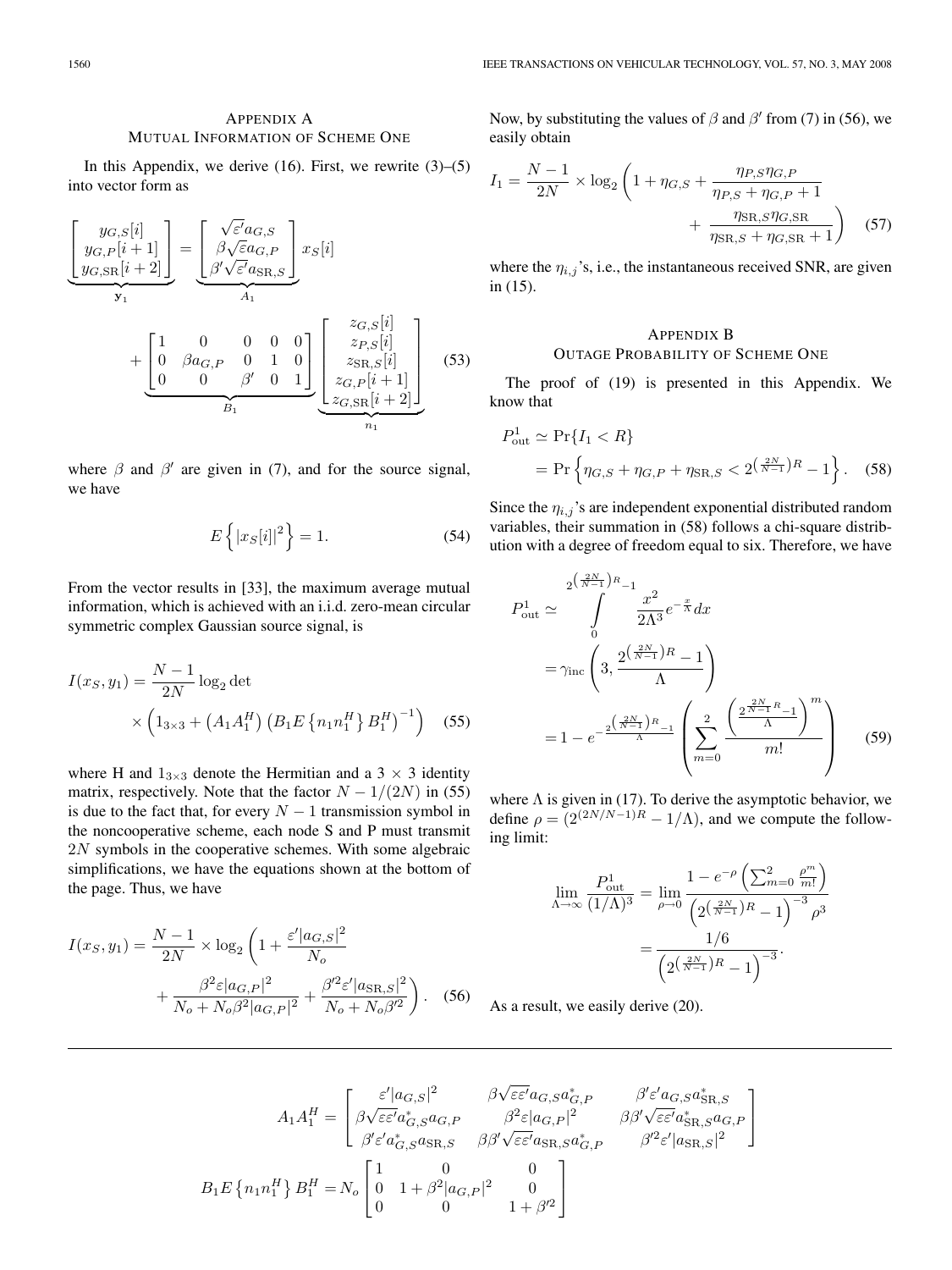## Appendix A
## Mutual Information of Scheme One

In this Appendix, we derive (16). First, we rewrite (3)–(5) into vector form as

$$
\underbrace{\begin{bmatrix} y_{G,S}[i] \\ y_{G,P}[i+1] \\ y_{G,\mathrm{SR}}[i+2] \end{bmatrix}}_{\mathbf{y}_1} = \underbrace{\begin{bmatrix} \sqrt{\varepsilon'} a_{G,S} \\ \beta\sqrt{\varepsilon} a_{G,P} \\ \beta'\sqrt{\varepsilon'} a_{\mathrm{SR},S} \end{bmatrix}}_{A_1} x_S[i] + \underbrace{\begin{bmatrix} 1 & 0 & 0 & 0 & 0 \\ 0 & \beta a_{G,P} & 0 & 1 & 0 \\ 0 & 0 & \beta' & 0 & 1 \end{bmatrix}}_{B_1} \underbrace{\begin{bmatrix} z_{G,S}[i] \\ z_{P,S}[i] \\ z_{\mathrm{SR},S}[i] \\ z_{G,P}[i+1] \\ z_{G,\mathrm{SR}}[i+2] \end{bmatrix}}_{n_1} \quad (53)
$$

where $\beta$ and $\beta'$ are given in (7), and for the source signal, we have

$$
E\left\{ |x_S[i]|^2 \right\} = 1. \quad (54)
$$

From the vector results in [33], the maximum average mutual information, which is achieved with an i.i.d. zero-mean circular symmetric complex Gaussian source signal, is

$$
I(x_S, y_1) = \frac{N-1}{2N} \log_2 \det \times \left( 1_{3\times 3} + \left(A_1 A_1^H\right) \left(B_1 E\left\{n_1 n_1^H\right\} B_1^H\right)^{-1} \right) \quad (55)
$$

where H and $1_{3\times 3}$ denote the Hermitian and a $3 \times 3$ identity matrix, respectively. Note that the factor $N-1/(2N)$ in (55) is due to the fact that, for every $N-1$ transmission symbol in the noncooperative scheme, each node S and P must transmit $2N$ symbols in the cooperative schemes. With some algebraic simplifications, we have the equations shown at the bottom of the page. Thus, we have

$$
I(x_S, y_1) = \frac{N-1}{2N} \times \log_2 \left( 1 + \frac{\varepsilon' |a_{G,S}|^2}{N_o} + \frac{\beta^2 \varepsilon |a_{G,P}|^2}{N_o + N_o \beta^2 |a_{G,P}|^2} + \frac{\beta'^2 \varepsilon' |a_{\mathrm{SR},S}|^2}{N_o + N_o \beta'^2} \right). \quad (56)
$$

Now, by substituting the values of $\beta$ and $\beta'$ from (7) in (56), we easily obtain

$$
I_1 = \frac{N-1}{2N} \times \log_2 \left( 1 + \eta_{G,S} + \frac{\eta_{P,S}\eta_{G,P}}{\eta_{P,S} + \eta_{G,P} + 1} + \frac{\eta_{\mathrm{SR},S}\eta_{G,\mathrm{SR}}}{\eta_{\mathrm{SR},S} + \eta_{G,\mathrm{SR}} + 1} \right) \quad (57)
$$

where the $\eta_{i,j}$'s, i.e., the instantaneous received SNR, are given in (15).

## Appendix B
## Outage Probability of Scheme One

The proof of (19) is presented in this Appendix. We know that

$$
\begin{aligned}
P_{\mathrm{out}}^1 &\simeq \Pr\{I_1 < R\} \\
&= \Pr\left\{ \eta_{G,S} + \eta_{G,P} + \eta_{\mathrm{SR},S} < 2^{\left(\frac{2N}{N-1}\right)R} - 1 \right\}. \quad (58)
\end{aligned}
$$

Since the $\eta_{i,j}$'s are independent exponential distributed random variables, their summation in (58) follows a chi-square distribution with a degree of freedom equal to six. Therefore, we have

$$
\begin{aligned}
P_{\mathrm{out}}^1 &\simeq \int_0^{2^{\left(\frac{2N}{N-1}\right)R}-1} \frac{x^2}{2\Lambda^3} e^{-\frac{x}{\Lambda}} dx \\
&= \gamma_{\mathrm{inc}}\left(3, \frac{2^{\left(\frac{2N}{N-1}\right)R} - 1}{\Lambda}\right) \\
&= 1 - e^{-\frac{2^{\left(\frac{2N}{N-1}\right)R}-1}{\Lambda}} \left( \sum_{m=0}^{2} \frac{\left(\frac{2^{\frac{2N}{N-1}R}-1}{\Lambda}\right)^m}{m!} \right) \quad (59)
\end{aligned}
$$

where $\Lambda$ is given in (17). To derive the asymptotic behavior, we define $\rho = (2^{(2N/N-1)R} - 1/\Lambda)$, and we compute the following limit:

$$
\begin{aligned}
\lim_{\Lambda\to\infty} \frac{P_{\mathrm{out}}^1}{(1/\Lambda)^3} &= \lim_{\rho\to 0} \frac{1 - e^{-\rho}\left(\sum_{m=0}^{2} \frac{\rho^m}{m!}\right)}{\left(2^{\left(\frac{2N}{N-1}\right)R} - 1\right)^{-3} \rho^3} \\
&= \frac{1/6}{\left(2^{\left(\frac{2N}{N-1}\right)R} - 1\right)^{-3}}.
\end{aligned}
$$

As a result, we easily derive (20).

---

$$
A_1 A_1^H = \begin{bmatrix} \varepsilon' |a_{G,S}|^2 & \beta\sqrt{\varepsilon\varepsilon'} a_{G,S} a_{G,P}^* & \beta'\varepsilon' a_{G,S} a_{\mathrm{SR},S}^* \\ \beta\sqrt{\varepsilon\varepsilon'} a_{G,S}^* a_{G,P} & \beta^2 \varepsilon |a_{G,P}|^2 & \beta\beta'\sqrt{\varepsilon\varepsilon'} a_{\mathrm{SR},S}^* a_{G,P} \\ \beta'\varepsilon' a_{G,S}^* a_{\mathrm{SR},S} & \beta\beta'\sqrt{\varepsilon\varepsilon'} a_{\mathrm{SR},S} a_{G,P}^* & \beta'^2 \varepsilon' |a_{\mathrm{SR},S}|^2 \end{bmatrix}
$$

$$
B_1 E\left\{n_1 n_1^H\right\} B_1^H = N_o \begin{bmatrix} 1 & 0 & 0 \\ 0 & 1 + \beta^2 |a_{G,P}|^2 & 0 \\ 0 & 0 & 1 + \beta'^2 \end{bmatrix}
$$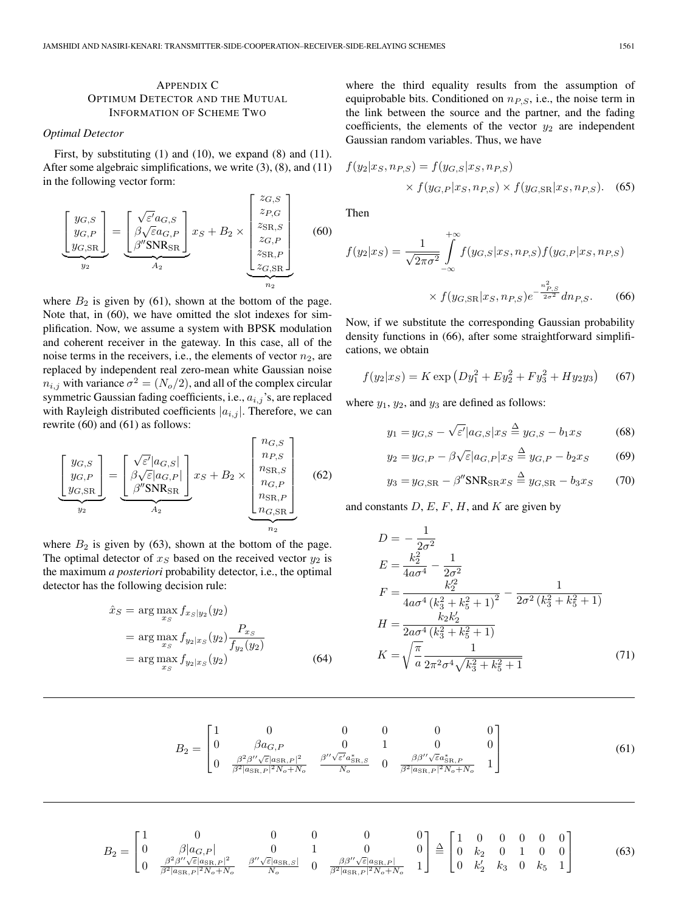## APPENDIX C
## OPTIMUM DETECTOR AND THE MUTUAL INFORMATION OF SCHEME TWO

### *Optimal Detector*

First, by substituting (1) and (10), we expand (8) and (11). After some algebraic simplifications, we write (3), (8), and (11) in the following vector form:

$$\underbrace{\begin{bmatrix} y_{G,S} \\ y_{G,P} \\ y_{G,\mathrm{SR}} \end{bmatrix}}_{y_2} = \underbrace{\begin{bmatrix} \sqrt{\varepsilon'} a_{G,S} \\ \beta\sqrt{\varepsilon} a_{G,P} \\ \beta''\mathrm{SNR}_{\mathrm{SR}} \end{bmatrix}}_{A_2} x_S + B_2 \times \underbrace{\begin{bmatrix} z_{G,S} \\ z_{P,G} \\ z_{\mathrm{SR},S} \\ z_{G,P} \\ z_{\mathrm{SR},P} \\ z_{G,\mathrm{SR}} \end{bmatrix}}_{n_2} \tag{60}$$

where $B_2$ is given by (61), shown at the bottom of the page. Note that, in (60), we have omitted the slot indexes for simplification. Now, we assume a system with BPSK modulation and coherent receiver in the gateway. In this case, all of the noise terms in the receivers, i.e., the elements of vector $n_2$, are replaced by independent real zero-mean white Gaussian noise $n_{i,j}$ with variance $\sigma^2 = (N_o/2)$, and all of the complex circular symmetric Gaussian fading coefficients, i.e., $a_{i,j}$'s, are replaced with Rayleigh distributed coefficients $|a_{i,j}|$. Therefore, we can rewrite (60) and (61) as follows:

$$\underbrace{\begin{bmatrix} y_{G,S} \\ y_{G,P} \\ y_{G,\mathrm{SR}} \end{bmatrix}}_{y_2} = \underbrace{\begin{bmatrix} \sqrt{\varepsilon'} |a_{G,S}| \\ \beta\sqrt{\varepsilon} |a_{G,P}| \\ \beta''\mathrm{SNR}_{\mathrm{SR}} \end{bmatrix}}_{A_2} x_S + B_2 \times \underbrace{\begin{bmatrix} n_{G,S} \\ n_{P,S} \\ n_{\mathrm{SR},S} \\ n_{G,P} \\ n_{\mathrm{SR},P} \\ n_{G,\mathrm{SR}} \end{bmatrix}}_{n_2} \tag{62}$$

where $B_2$ is given by (63), shown at the bottom of the page. The optimal detector of $x_S$ based on the received vector $y_2$ is the maximum *a posteriori* probability detector, i.e., the optimal detector has the following decision rule:

$$\begin{aligned} \hat{x}_S &= \arg\max_{x_S} f_{x_S|y_2}(y_2) \\ &= \arg\max_{x_S} f_{y_2|x_S}(y_2)\frac{P_{x_S}}{f_{y_2}(y_2)} \\ &= \arg\max_{x_S} f_{y_2|x_S}(y_2) \end{aligned} \tag{64}$$

where the third equality results from the assumption of equiprobable bits. Conditioned on $n_{P,S}$, i.e., the noise term in the link between the source and the partner, and the fading coefficients, the elements of the vector $y_2$ are independent Gaussian random variables. Thus, we have

$$\begin{aligned} f(y_2|x_S, n_{P,S}) = {} & f(y_{G,S}|x_S, n_{P,S}) \\ & \times f(y_{G,P}|x_S, n_{P,S}) \times f(y_{G,\mathrm{SR}}|x_S, n_{P,S}). \end{aligned} \tag{65}$$

Then

$$\begin{aligned} f(y_2|x_S) = \frac{1}{\sqrt{2\pi\sigma^2}} \int_{-\infty}^{+\infty} & f(y_{G,S}|x_S, n_{P,S}) f(y_{G,P}|x_S, n_{P,S}) \\ & \times f(y_{G,\mathrm{SR}}|x_S, n_{P,S}) e^{-\frac{n_{P,S}^2}{2\sigma^2}} dn_{P,S}. \end{aligned} \tag{66}$$

Now, if we substitute the corresponding Gaussian probability density functions in (66), after some straightforward simplifications, we obtain

$$f(y_2|x_S) = K \exp\left(Dy_1^2 + Ey_2^2 + Fy_3^2 + Hy_2y_3\right) \tag{67}$$

where $y_1$, $y_2$, and $y_3$ are defined as follows:

$$y_1 = y_{G,S} - \sqrt{\varepsilon'}|a_{G,S}|x_S \triangleq y_{G,S} - b_1 x_S \tag{68}$$

$$y_2 = y_{G,P} - \beta\sqrt{\varepsilon}|a_{G,P}|x_S \triangleq y_{G,P} - b_2 x_S \tag{69}$$

$$y_3 = y_{G,\mathrm{SR}} - \beta''\mathrm{SNR}_{\mathrm{SR}} x_S \triangleq y_{G,\mathrm{SR}} - b_3 x_S \tag{70}$$

and constants $D$, $E$, $F$, $H$, and $K$ are given by

$$\begin{aligned} D &= -\frac{1}{2\sigma^2} \\ E &= \frac{k_2^2}{4a\sigma^4} - \frac{1}{2\sigma^2} \\ F &= \frac{k_2'^2}{4a\sigma^4\left(k_3^2 + k_5^2 + 1\right)^2} - \frac{1}{2\sigma^2\left(k_3^2 + k_5^2 + 1\right)} \\ H &= \frac{k_2 k_2'}{2a\sigma^4\left(k_3^2 + k_5^2 + 1\right)} \\ K &= \sqrt{\frac{\pi}{a}}\frac{1}{2\pi^2\sigma^4\sqrt{k_3^2 + k_5^2 + 1}} \end{aligned} \tag{71}$$

$$B_2 = \begin{bmatrix} 1 & 0 & 0 & 0 & 0 & 0 \\ 0 & \beta a_{G,P} & 0 & 1 & 0 & 0 \\ 0 & \frac{\beta^2\beta''\sqrt{\varepsilon}|a_{\mathrm{SR},P}|^2}{\beta^2|a_{\mathrm{SR},P}|^2N_o + N_o} & \frac{\beta''\sqrt{\varepsilon'}a^*_{\mathrm{SR},S}}{N_o} & 0 & \frac{\beta\beta''\sqrt{\varepsilon}a^*_{\mathrm{SR},P}}{\beta^2|a_{\mathrm{SR},P}|^2N_o + N_o} & 1 \end{bmatrix} \tag{61}$$

$$B_2 = \begin{bmatrix} 1 & 0 & 0 & 0 & 0 & 0 \\ 0 & \beta|a_{G,P}| & 0 & 1 & 0 & 0 \\ 0 & \frac{\beta^2\beta''\sqrt{\varepsilon}|a_{\mathrm{SR},P}|^2}{\beta^2|a_{\mathrm{SR},P}|^2N_o + N_o} & \frac{\beta''\sqrt{\varepsilon}|a_{\mathrm{SR},S}|}{N_o} & 0 & \frac{\beta\beta''\sqrt{\varepsilon}|a_{\mathrm{SR},P}|}{\beta^2|a_{\mathrm{SR},P}|^2N_o + N_o} & 1 \end{bmatrix} \triangleq \begin{bmatrix} 1 & 0 & 0 & 0 & 0 & 0 \\ 0 & k_2 & 0 & 1 & 0 & 0 \\ 0 & k_2' & k_3 & 0 & k_5 & 1 \end{bmatrix} \tag{63}$$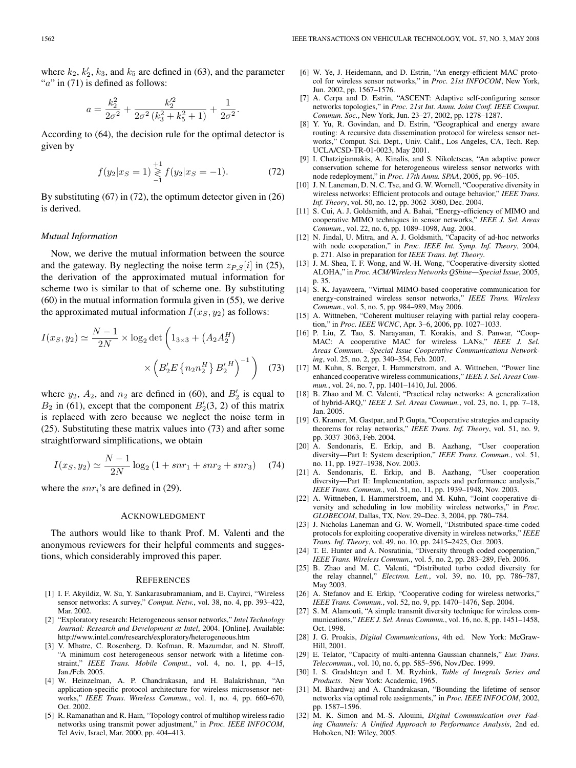where $k_2$, $k_2'$, $k_3$, and $k_5$ are defined in (63), and the parameter "$a$" in (71) is defined as follows:

$$a = \frac{k_2^2}{2\sigma^2} + \frac{k_2'^2}{2\sigma^2\left(k_3^2 + k_5^2 + 1\right)} + \frac{1}{2\sigma^2}.$$

According to (64), the decision rule for the optimal detector is given by

$$f(y_2|x_S = 1) \underset{-1}{\overset{+1}{\gtrless}} f(y_2|x_S = -1). \tag{72}$$

By substituting (67) in (72), the optimum detector given in (26) is derived.

*Mutual Information*

Now, we derive the mutual information between the source and the gateway. By neglecting the noise term $z_{P,S}[i]$ in (25), the derivation of the approximated mutual information for scheme two is similar to that of scheme one. By substituting (60) in the mutual information formula given in (55), we derive the approximated mutual information $I(x_S, y_2)$ as follows:

$$I(x_S, y_2) \simeq \frac{N-1}{2N} \times \log_2 \det\left(1_{3\times 3} + \left(A_2 A_2^H\right) \times \left(B_2' E\left\{n_2 n_2^H\right\} {B_2'}^H\right)^{-1}\right) \tag{73}$$

where $y_2$, $A_2$, and $n_2$ are defined in (60), and $B_2'$ is equal to $B_2$ in (61), except that the component $B_2'(3, 2)$ of this matrix is replaced with zero because we neglect the noise term in (25). Substituting these matrix values into (73) and after some straightforward simplifications, we obtain

$$I(x_S, y_2) \simeq \frac{N-1}{2N} \log_2\left(1 + snr_1 + snr_2 + snr_3\right) \tag{74}$$

where the $snr_i$'s are defined in (29).

## Acknowledgment

The authors would like to thank Prof. M. Valenti and the anonymous reviewers for their helpful comments and suggestions, which considerably improved this paper.

## References

[1] I. F. Akyildiz, W. Su, Y. Sankarasubramaniam, and E. Cayirci, "Wireless sensor networks: A survey," *Comput. Netw.*, vol. 38, no. 4, pp. 393–422, Mar. 2002.

[2] "Exploratory research: Heterogeneous sensor networks," *Intel Technology Journal: Research and Development at Intel*, 2004. [Online]. Available: http://www.intel.com/research/exploratory/heterogeneous.htm

[3] V. Mhatre, C. Rosenberg, D. Kofman, R. Mazumdar, and N. Shroff, "A minimum cost heterogeneous sensor network with a lifetime constraint," *IEEE Trans. Mobile Comput.*, vol. 4, no. 1, pp. 4–15, Jan./Feb. 2005.

[4] W. Heinzelman, A. P. Chandrakasan, and H. Balakrishnan, "An application-specific protocol architecture for wireless microsensor networks," *IEEE Trans. Wireless Commun.*, vol. 1, no. 4, pp. 660–670, Oct. 2002.

[5] R. Ramanathan and R. Hain, "Topology control of multihop wireless radio networks using transmit power adjustment," in *Proc. IEEE INFOCOM*, Tel Aviv, Israel, Mar. 2000, pp. 404–413.

[6] W. Ye, J. Heidemann, and D. Estrin, "An energy-efficient MAC protocol for wireless sensor networks," in *Proc. 21st INFOCOM*, New York, Jun. 2002, pp. 1567–1576.

[7] A. Cerpa and D. Estrin, "ASCENT: Adaptive self-configuring sensor networks topologies," in *Proc. 21st Int. Annu. Joint Conf. IEEE Comput. Commun. Soc.*, New York, Jun. 23–27, 2002, pp. 1278–1287.

[8] Y. Yu, R. Govindan, and D. Estrin, "Geographical and energy aware routing: A recursive data dissemination protocol for wireless sensor networks," Comput. Sci. Dept., Univ. Calif., Los Angeles, CA, Tech. Rep. UCLA/CSD-TR-01-0023, May 2001.

[9] I. Chatzigiannakis, A. Kinalis, and S. Nikoletseas, "An adaptive power conservation scheme for heterogeneous wireless sensor networks with node redeployment," in *Proc. 17th Annu. SPAA*, 2005, pp. 96–105.

[10] J. N. Laneman, D. N. C. Tse, and G. W. Wornell, "Cooperative diversity in wireless networks: Efficient protocols and outage behavior," *IEEE Trans. Inf. Theory*, vol. 50, no. 12, pp. 3062–3080, Dec. 2004.

[11] S. Cui, A. J. Goldsmith, and A. Bahai, "Energy-efficiency of MIMO and cooperative MIMO techniques in sensor networks," *IEEE J. Sel. Areas Commun.*, vol. 22, no. 6, pp. 1089–1098, Aug. 2004.

[12] N. Jindal, U. Mitra, and A. J. Goldsmith, "Capacity of ad-hoc networks with node cooperation," in *Proc. IEEE Int. Symp. Inf. Theory*, 2004, p. 271. Also in preparation for *IEEE Trans. Inf. Theory*.

[13] J. M. Shea, T. F. Wong, and W.-H. Wong, "Cooperative-diversity slotted ALOHA," in *Proc. ACM/Wireless Networks QShine—Special Issue*, 2005, p. 35.

[14] S. K. Jayaweera, "Virtual MIMO-based cooperative communication for energy-constrained wireless sensor networks," *IEEE Trans. Wireless Commun.*, vol. 5, no. 5, pp. 984–989, May 2006.

[15] A. Wittneben, "Coherent multiuser relaying with partial relay cooperation," in *Proc. IEEE WCNC*, Apr. 3–6, 2006, pp. 1027–1033.

[16] P. Liu, Z. Tao, S. Narayanan, T. Korakis, and S. Panwar, "Coop-MAC: A cooperative MAC for wireless LANs," *IEEE J. Sel. Areas Commun.—Special Issue Cooperative Communications Networking*, vol. 25, no. 2, pp. 340–354, Feb. 2007.

[17] M. Kuhn, S. Berger, I. Hammerstrom, and A. Wittneben, "Power line enhanced cooperative wireless communications," *IEEE J. Sel. Areas Commun.*, vol. 24, no. 7, pp. 1401–1410, Jul. 2006.

[18] B. Zhao and M. C. Valenti, "Practical relay networks: A generalization of hybrid-ARQ," *IEEE J. Sel. Areas Commun.*, vol. 23, no. 1, pp. 7–18, Jan. 2005.

[19] G. Kramer, M. Gastpar, and P. Gupta, "Cooperative strategies and capacity theorems for relay networks," *IEEE Trans. Inf. Theory*, vol. 51, no. 9, pp. 3037–3063, Feb. 2004.

[20] A. Sendonaris, E. Erkip, and B. Aazhang, "User cooperation diversity—Part I: System description," *IEEE Trans. Commun.*, vol. 51, no. 11, pp. 1927–1938, Nov. 2003.

[21] A. Sendonaris, E. Erkip, and B. Aazhang, "User cooperation diversity—Part II: Implementation, aspects and performance analysis," *IEEE Trans. Commun.*, vol. 51, no. 11, pp. 1939–1948, Nov. 2003.

[22] A. Wittneben, I. Hammerstroem, and M. Kuhn, "Joint cooperative diversity and scheduling in low mobility wireless networks," in *Proc. GLOBECOM*, Dallas, TX, Nov. 29–Dec. 3, 2004, pp. 780–784.

[23] J. Nicholas Laneman and G. W. Wornell, "Distributed space-time coded protocols for exploiting cooperative diversity in wireless networks," *IEEE Trans. Inf. Theory*, vol. 49, no. 10, pp. 2415–2425, Oct. 2003.

[24] T. E. Hunter and A. Nosratinia, "Diversity through coded cooperation," *IEEE Trans. Wireless Commun.*, vol. 5, no. 2, pp. 283–289, Feb. 2006.

[25] B. Zhao and M. C. Valenti, "Distributed turbo coded diversity for the relay channel," *Electron. Lett.*, vol. 39, no. 10, pp. 786–787, May 2003.

[26] A. Stefanov and E. Erkip, "Cooperative coding for wireless networks," *IEEE Trans. Commun.*, vol. 52, no. 9, pp. 1470–1476, Sep. 2004.

[27] S. M. Alamouti, "A simple transmit diversity technique for wireless communications," *IEEE J. Sel. Areas Commun.*, vol. 16, no. 8, pp. 1451–1458, Oct. 1998.

[28] J. G. Proakis, *Digital Communications*, 4th ed. New York: McGraw-Hill, 2001.

[29] E. Telator, "Capacity of multi-antenna Gaussian channels," *Eur. Trans. Telecommun.*, vol. 10, no. 6, pp. 585–596, Nov./Dec. 1999.

[30] I. S. Gradshteyn and I. M. Ryzhink, *Table of Integrals Series and Products*. New York: Academic, 1965.

[31] M. Bhardwaj and A. Chandrakasan, "Bounding the lifetime of sensor networks via optimal role assignments," in *Proc. IEEE INFOCOM*, 2002, pp. 1587–1596.

[32] M. K. Simon and M.-S. Alouini, *Digital Communication over Fading Channels: A Unified Approach to Performance Analysis*, 2nd ed. Hoboken, NJ: Wiley, 2005.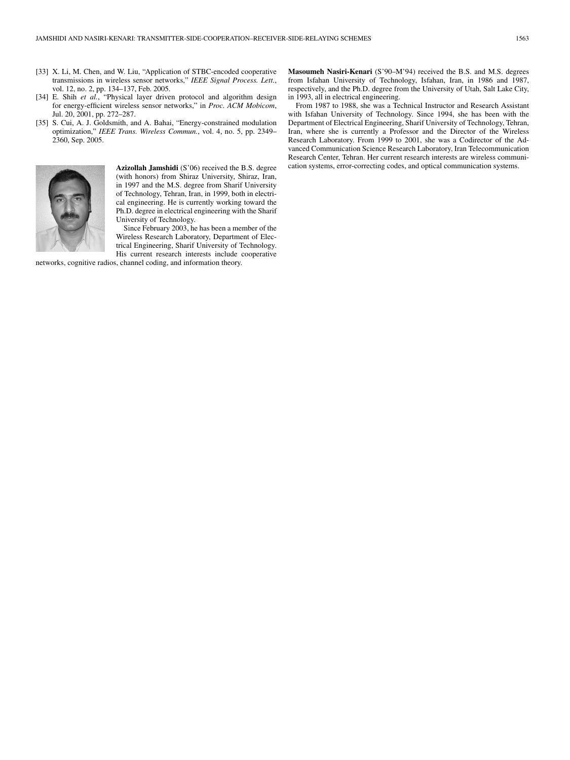[33] X. Li, M. Chen, and W. Liu, "Application of STBC-encoded cooperative transmissions in wireless sensor networks," *IEEE Signal Process. Lett.*, vol. 12, no. 2, pp. 134–137, Feb. 2005.

[34] E. Shih *et al.*, "Physical layer driven protocol and algorithm design for energy-efficient wireless sensor networks," in *Proc. ACM Mobicom*, Jul. 20, 2001, pp. 272–287.

[35] S. Cui, A. J. Goldsmith, and A. Bahai, "Energy-constrained modulation optimization," *IEEE Trans. Wireless Commun.*, vol. 4, no. 5, pp. 2349–2360, Sep. 2005.

**Azizollah Jamshidi** (S'06) received the B.S. degree (with honors) from Shiraz University, Shiraz, Iran, in 1997 and the M.S. degree from Sharif University of Technology, Tehran, Iran, in 1999, both in electrical engineering. He is currently working toward the Ph.D. degree in electrical engineering with the Sharif University of Technology.

Since February 2003, he has been a member of the Wireless Research Laboratory, Department of Electrical Engineering, Sharif University of Technology. His current research interests include cooperative networks, cognitive radios, channel coding, and information theory.

**Masoumeh Nasiri-Kenari** (S'90–M'94) received the B.S. and M.S. degrees from Isfahan University of Technology, Isfahan, Iran, in 1986 and 1987, respectively, and the Ph.D. degree from the University of Utah, Salt Lake City, in 1993, all in electrical engineering.

From 1987 to 1988, she was a Technical Instructor and Research Assistant with Isfahan University of Technology. Since 1994, she has been with the Department of Electrical Engineering, Sharif University of Technology, Tehran, Iran, where she is currently a Professor and the Director of the Wireless Research Laboratory. From 1999 to 2001, she was a Codirector of the Advanced Communication Science Research Laboratory, Iran Telecommunication Research Center, Tehran. Her current research interests are wireless communication systems, error-correcting codes, and optical communication systems.